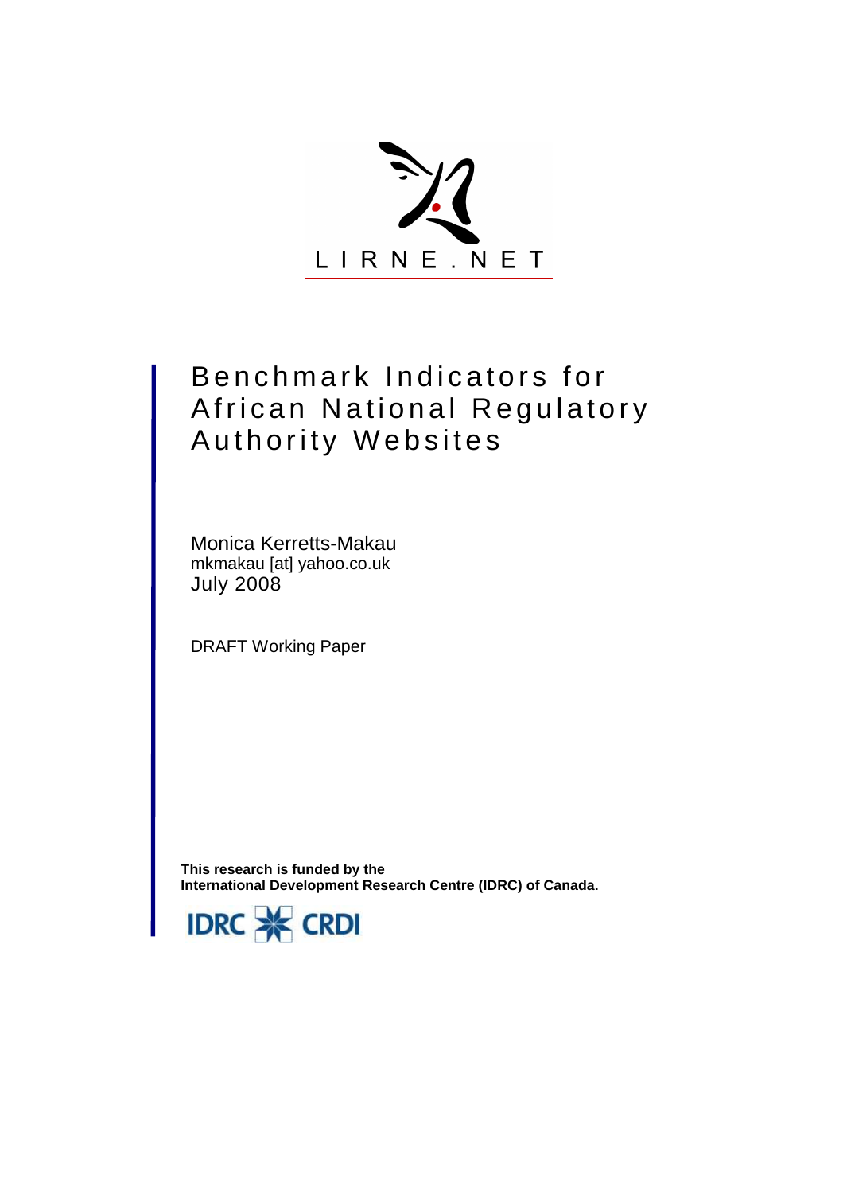LIRNE.NET

# Benchmark Indicators for African National Regulatory Authority Websites

Monica Kerretts-Makau
mkmakau [at] yahoo.co.uk
July 2008

DRAFT Working Paper

**This research is funded by the International Development Research Centre (IDRC) of Canada.**

IDRC CRDI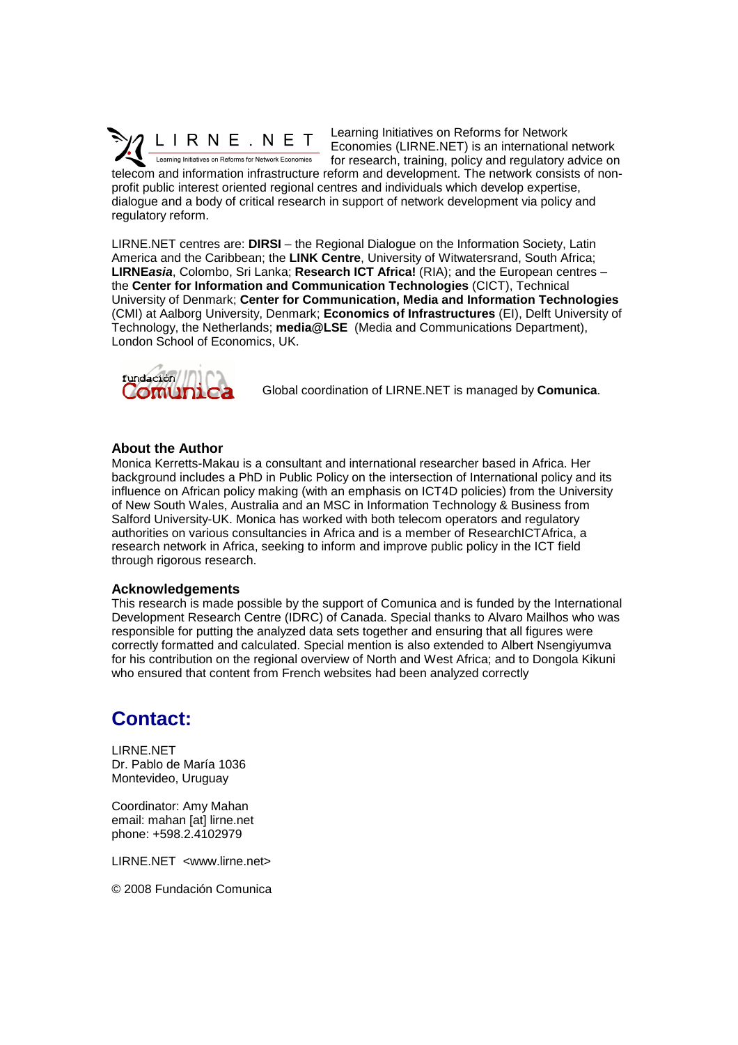Learning Initiatives on Reforms for Network Economies (LIRNE.NET) is an international network for research, training, policy and regulatory advice on telecom and information infrastructure reform and development. The network consists of non-profit public interest oriented regional centres and individuals which develop expertise, dialogue and a body of critical research in support of network development via policy and regulatory reform.

LIRNE.NET centres are: **DIRSI** – the Regional Dialogue on the Information Society, Latin America and the Caribbean; the **LINK Centre**, University of Witwatersrand, South Africa; **LIRNE*asia***, Colombo, Sri Lanka; **Research ICT Africa!** (RIA); and the European centres – the **Center for Information and Communication Technologies** (CICT), Technical University of Denmark; **Center for Communication, Media and Information Technologies** (CMI) at Aalborg University, Denmark; **Economics of Infrastructures** (EI), Delft University of Technology, the Netherlands; **media@LSE** (Media and Communications Department), London School of Economics, UK.

Global coordination of LIRNE.NET is managed by **Comunica**.

### About the Author

Monica Kerretts-Makau is a consultant and international researcher based in Africa. Her background includes a PhD in Public Policy on the intersection of International policy and its influence on African policy making (with an emphasis on ICT4D policies) from the University of New South Wales, Australia and an MSC in Information Technology & Business from Salford University-UK. Monica has worked with both telecom operators and regulatory authorities on various consultancies in Africa and is a member of ResearchICTAfrica, a research network in Africa, seeking to inform and improve public policy in the ICT field through rigorous research.

### Acknowledgements

This research is made possible by the support of Comunica and is funded by the International Development Research Centre (IDRC) of Canada. Special thanks to Alvaro Mailhos who was responsible for putting the analyzed data sets together and ensuring that all figures were correctly formatted and calculated. Special mention is also extended to Albert Nsengiyumva for his contribution on the regional overview of North and West Africa; and to Dongola Kikuni who ensured that content from French websites had been analyzed correctly

## Contact:

LIRNE.NET
Dr. Pablo de María 1036
Montevideo, Uruguay

Coordinator: Amy Mahan
email: mahan [at] lirne.net
phone: +598.2.4102979

LIRNE.NET <www.lirne.net>

© 2008 Fundación Comunica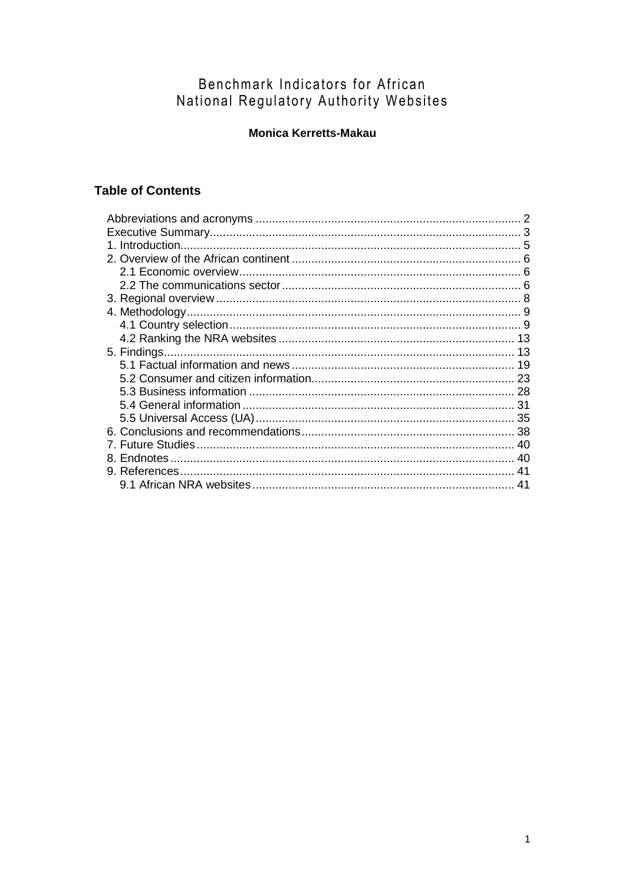# Benchmark Indicators for African National Regulatory Authority Websites

**Monica Kerretts-Makau**

## Table of Contents

Abbreviations and acronyms ..... 2
Executive Summary..... 3
1. Introduction..... 5
2. Overview of the African continent ..... 6
   2.1 Economic overview..... 6
   2.2 The communications sector ..... 6
3. Regional overview ..... 8
4. Methodology..... 9
   4.1 Country selection..... 9
   4.2 Ranking the NRA websites ..... 13
5. Findings..... 13
   5.1 Factual information and news ..... 19
   5.2 Consumer and citizen information..... 23
   5.3 Business information ..... 28
   5.4 General information ..... 31
   5.5 Universal Access (UA)..... 35
6. Conclusions and recommendations..... 38
7. Future Studies ..... 40
8. Endnotes ..... 40
9. References..... 41
   9.1 African NRA websites ..... 41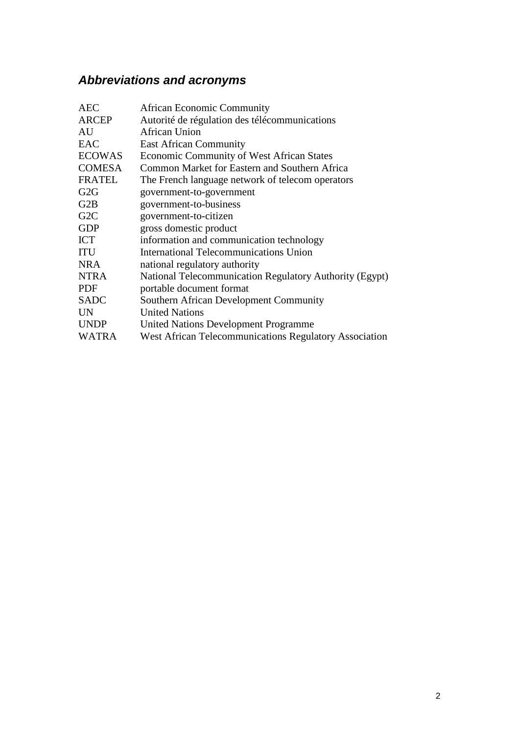## *Abbreviations and acronyms*

| | |
|---|---|
| AEC | African Economic Community |
| ARCEP | Autorité de régulation des télécommunications |
| AU | African Union |
| EAC | East African Community |
| ECOWAS | Economic Community of West African States |
| COMESA | Common Market for Eastern and Southern Africa |
| FRATEL | The French language network of telecom operators |
| G2G | government-to-government |
| G2B | government-to-business |
| G2C | government-to-citizen |
| GDP | gross domestic product |
| ICT | information and communication technology |
| ITU | International Telecommunications Union |
| NRA | national regulatory authority |
| NTRA | National Telecommunication Regulatory Authority (Egypt) |
| PDF | portable document format |
| SADC | Southern African Development Community |
| UN | United Nations |
| UNDP | United Nations Development Programme |
| WATRA | West African Telecommunications Regulatory Association |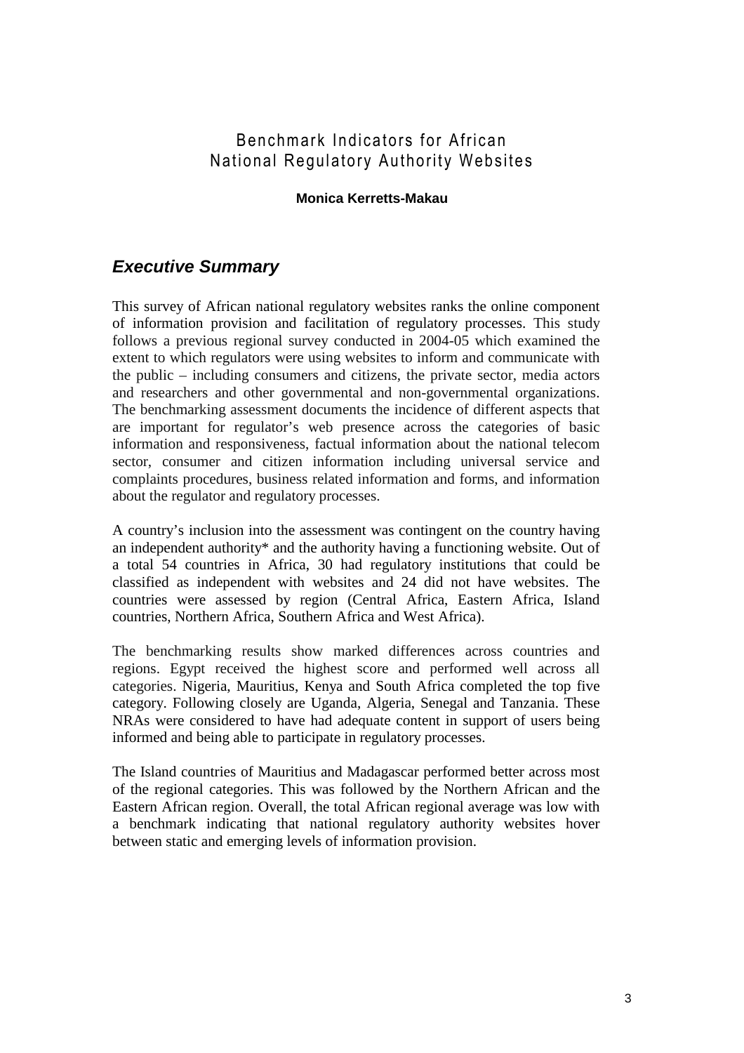# Benchmark Indicators for African National Regulatory Authority Websites

**Monica Kerretts-Makau**

## *Executive Summary*

This survey of African national regulatory websites ranks the online component of information provision and facilitation of regulatory processes. This study follows a previous regional survey conducted in 2004-05 which examined the extent to which regulators were using websites to inform and communicate with the public – including consumers and citizens, the private sector, media actors and researchers and other governmental and non-governmental organizations. The benchmarking assessment documents the incidence of different aspects that are important for regulator's web presence across the categories of basic information and responsiveness, factual information about the national telecom sector, consumer and citizen information including universal service and complaints procedures, business related information and forms, and information about the regulator and regulatory processes.

A country's inclusion into the assessment was contingent on the country having an independent authority* and the authority having a functioning website. Out of a total 54 countries in Africa, 30 had regulatory institutions that could be classified as independent with websites and 24 did not have websites. The countries were assessed by region (Central Africa, Eastern Africa, Island countries, Northern Africa, Southern Africa and West Africa).

The benchmarking results show marked differences across countries and regions. Egypt received the highest score and performed well across all categories. Nigeria, Mauritius, Kenya and South Africa completed the top five category. Following closely are Uganda, Algeria, Senegal and Tanzania. These NRAs were considered to have had adequate content in support of users being informed and being able to participate in regulatory processes.

The Island countries of Mauritius and Madagascar performed better across most of the regional categories. This was followed by the Northern African and the Eastern African region. Overall, the total African regional average was low with a benchmark indicating that national regulatory authority websites hover between static and emerging levels of information provision.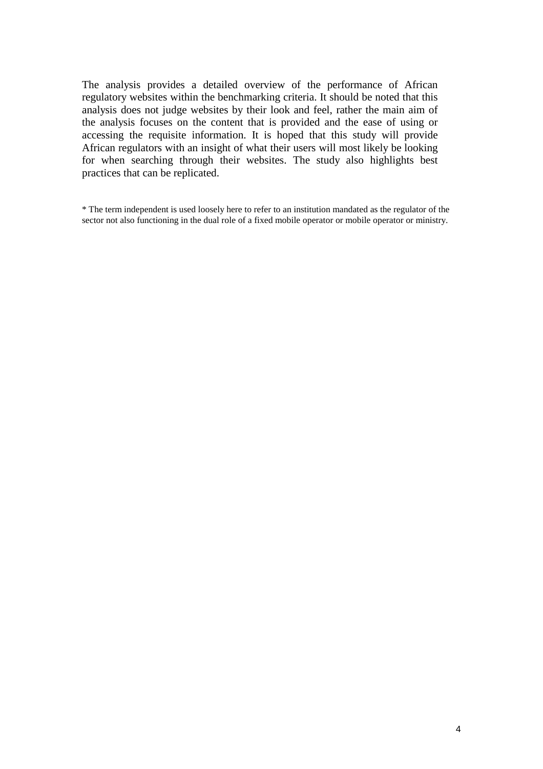The analysis provides a detailed overview of the performance of African regulatory websites within the benchmarking criteria. It should be noted that this analysis does not judge websites by their look and feel, rather the main aim of the analysis focuses on the content that is provided and the ease of using or accessing the requisite information. It is hoped that this study will provide African regulators with an insight of what their users will most likely be looking for when searching through their websites. The study also highlights best practices that can be replicated.

* The term independent is used loosely here to refer to an institution mandated as the regulator of the sector not also functioning in the dual role of a fixed mobile operator or mobile operator or ministry.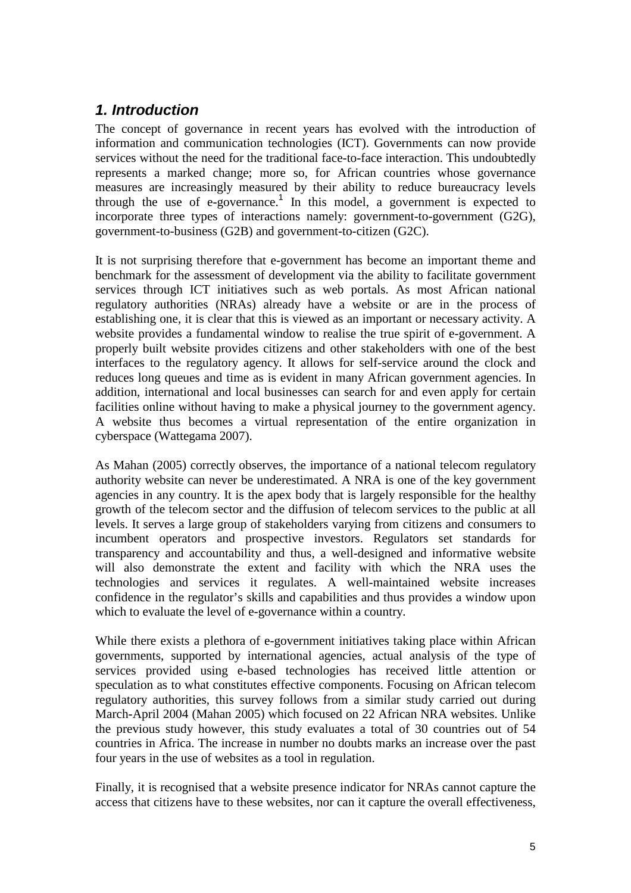## 1. Introduction

The concept of governance in recent years has evolved with the introduction of information and communication technologies (ICT). Governments can now provide services without the need for the traditional face-to-face interaction. This undoubtedly represents a marked change; more so, for African countries whose governance measures are increasingly measured by their ability to reduce bureaucracy levels through the use of e-governance.[1] In this model, a government is expected to incorporate three types of interactions namely: government-to-government (G2G), government-to-business (G2B) and government-to-citizen (G2C).

It is not surprising therefore that e-government has become an important theme and benchmark for the assessment of development via the ability to facilitate government services through ICT initiatives such as web portals. As most African national regulatory authorities (NRAs) already have a website or are in the process of establishing one, it is clear that this is viewed as an important or necessary activity. A website provides a fundamental window to realise the true spirit of e-government. A properly built website provides citizens and other stakeholders with one of the best interfaces to the regulatory agency. It allows for self-service around the clock and reduces long queues and time as is evident in many African government agencies. In addition, international and local businesses can search for and even apply for certain facilities online without having to make a physical journey to the government agency. A website thus becomes a virtual representation of the entire organization in cyberspace (Wattegama 2007).

As Mahan (2005) correctly observes, the importance of a national telecom regulatory authority website can never be underestimated. A NRA is one of the key government agencies in any country. It is the apex body that is largely responsible for the healthy growth of the telecom sector and the diffusion of telecom services to the public at all levels. It serves a large group of stakeholders varying from citizens and consumers to incumbent operators and prospective investors. Regulators set standards for transparency and accountability and thus, a well-designed and informative website will also demonstrate the extent and facility with which the NRA uses the technologies and services it regulates. A well-maintained website increases confidence in the regulator's skills and capabilities and thus provides a window upon which to evaluate the level of e-governance within a country.

While there exists a plethora of e-government initiatives taking place within African governments, supported by international agencies, actual analysis of the type of services provided using e-based technologies has received little attention or speculation as to what constitutes effective components. Focusing on African telecom regulatory authorities, this survey follows from a similar study carried out during March-April 2004 (Mahan 2005) which focused on 22 African NRA websites. Unlike the previous study however, this study evaluates a total of 30 countries out of 54 countries in Africa. The increase in number no doubts marks an increase over the past four years in the use of websites as a tool in regulation.

Finally, it is recognised that a website presence indicator for NRAs cannot capture the access that citizens have to these websites, nor can it capture the overall effectiveness,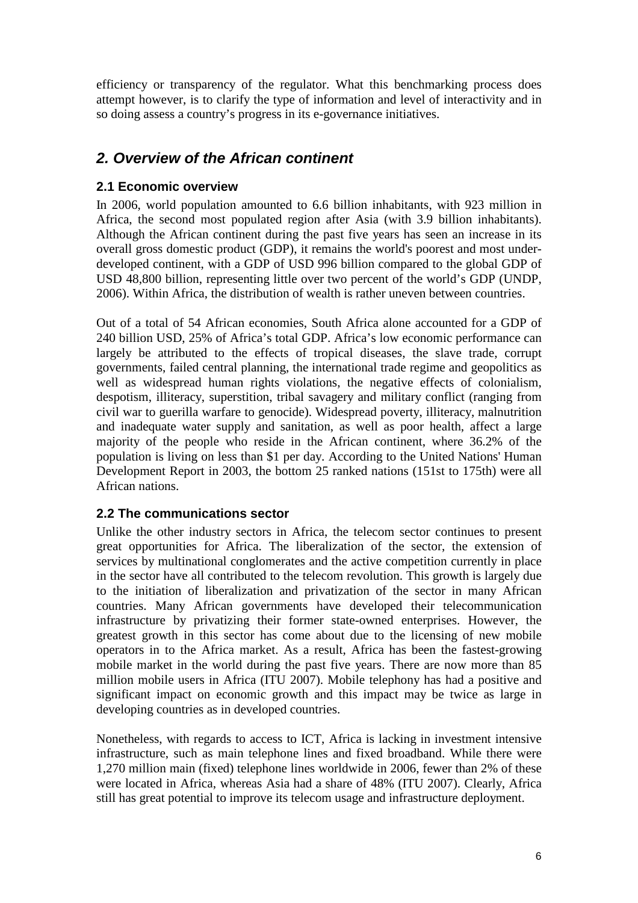efficiency or transparency of the regulator. What this benchmarking process does attempt however, is to clarify the type of information and level of interactivity and in so doing assess a country's progress in its e-governance initiatives.

## *2. Overview of the African continent*

### 2.1 Economic overview

In 2006, world population amounted to 6.6 billion inhabitants, with 923 million in Africa, the second most populated region after Asia (with 3.9 billion inhabitants). Although the African continent during the past five years has seen an increase in its overall gross domestic product (GDP), it remains the world's poorest and most under-developed continent, with a GDP of USD 996 billion compared to the global GDP of USD 48,800 billion, representing little over two percent of the world's GDP (UNDP, 2006). Within Africa, the distribution of wealth is rather uneven between countries.

Out of a total of 54 African economies, South Africa alone accounted for a GDP of 240 billion USD, 25% of Africa's total GDP. Africa's low economic performance can largely be attributed to the effects of tropical diseases, the slave trade, corrupt governments, failed central planning, the international trade regime and geopolitics as well as widespread human rights violations, the negative effects of colonialism, despotism, illiteracy, superstition, tribal savagery and military conflict (ranging from civil war to guerilla warfare to genocide). Widespread poverty, illiteracy, malnutrition and inadequate water supply and sanitation, as well as poor health, affect a large majority of the people who reside in the African continent, where 36.2% of the population is living on less than $1 per day. According to the United Nations' Human Development Report in 2003, the bottom 25 ranked nations (151st to 175th) were all African nations.

### 2.2 The communications sector

Unlike the other industry sectors in Africa, the telecom sector continues to present great opportunities for Africa. The liberalization of the sector, the extension of services by multinational conglomerates and the active competition currently in place in the sector have all contributed to the telecom revolution. This growth is largely due to the initiation of liberalization and privatization of the sector in many African countries. Many African governments have developed their telecommunication infrastructure by privatizing their former state-owned enterprises. However, the greatest growth in this sector has come about due to the licensing of new mobile operators in to the Africa market. As a result, Africa has been the fastest-growing mobile market in the world during the past five years. There are now more than 85 million mobile users in Africa (ITU 2007). Mobile telephony has had a positive and significant impact on economic growth and this impact may be twice as large in developing countries as in developed countries.

Nonetheless, with regards to access to ICT, Africa is lacking in investment intensive infrastructure, such as main telephone lines and fixed broadband. While there were 1,270 million main (fixed) telephone lines worldwide in 2006, fewer than 2% of these were located in Africa, whereas Asia had a share of 48% (ITU 2007). Clearly, Africa still has great potential to improve its telecom usage and infrastructure deployment.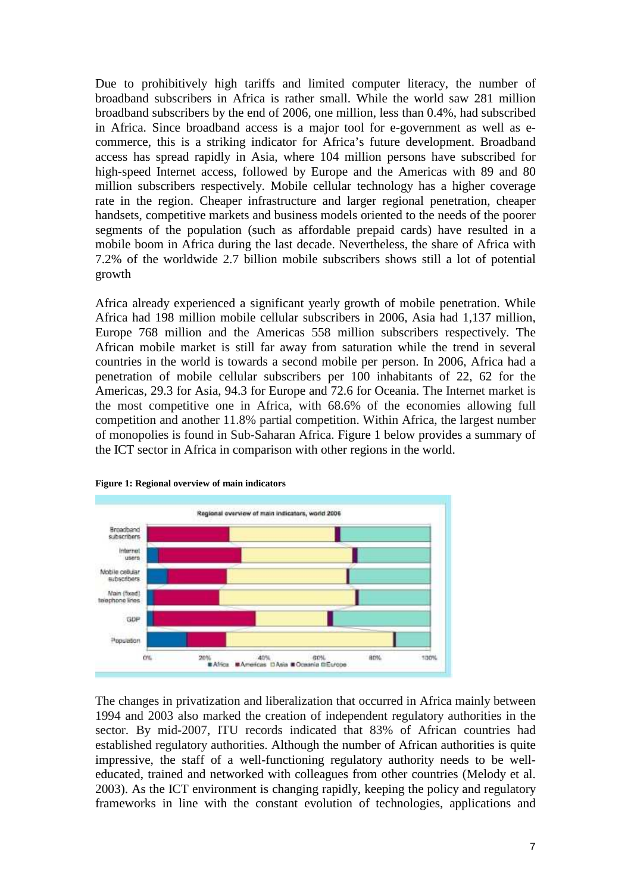Due to prohibitively high tariffs and limited computer literacy, the number of broadband subscribers in Africa is rather small. While the world saw 281 million broadband subscribers by the end of 2006, one million, less than 0.4%, had subscribed in Africa. Since broadband access is a major tool for e-government as well as e-commerce, this is a striking indicator for Africa's future development. Broadband access has spread rapidly in Asia, where 104 million persons have subscribed for high-speed Internet access, followed by Europe and the Americas with 89 and 80 million subscribers respectively. Mobile cellular technology has a higher coverage rate in the region. Cheaper infrastructure and larger regional penetration, cheaper handsets, competitive markets and business models oriented to the needs of the poorer segments of the population (such as affordable prepaid cards) have resulted in a mobile boom in Africa during the last decade. Nevertheless, the share of Africa with 7.2% of the worldwide 2.7 billion mobile subscribers shows still a lot of potential growth

Africa already experienced a significant yearly growth of mobile penetration. While Africa had 198 million mobile cellular subscribers in 2006, Asia had 1,137 million, Europe 768 million and the Americas 558 million subscribers respectively. The African mobile market is still far away from saturation while the trend in several countries in the world is towards a second mobile per person. In 2006, Africa had a penetration of mobile cellular subscribers per 100 inhabitants of 22, 62 for the Americas, 29.3 for Asia, 94.3 for Europe and 72.6 for Oceania. The Internet market is the most competitive one in Africa, with 68.6% of the economies allowing full competition and another 11.8% partial competition. Within Africa, the largest number of monopolies is found in Sub-Saharan Africa. Figure 1 below provides a summary of the ICT sector in Africa in comparison with other regions in the world.

**Figure 1: Regional overview of main indicators**

Regional overview of main indicators, world 2006

Broadband subscribers
Internet users
Mobile cellular subscribers
Main (fixed) telephone lines
GDP
Population

0% 20% 40% 60% 80% 100%

Africa, Americas, Asia, Oceania, Europe

The changes in privatization and liberalization that occurred in Africa mainly between 1994 and 2003 also marked the creation of independent regulatory authorities in the sector. By mid-2007, ITU records indicated that 83% of African countries had established regulatory authorities. Although the number of African authorities is quite impressive, the staff of a well-functioning regulatory authority needs to be well-educated, trained and networked with colleagues from other countries (Melody et al. 2003). As the ICT environment is changing rapidly, keeping the policy and regulatory frameworks in line with the constant evolution of technologies, applications and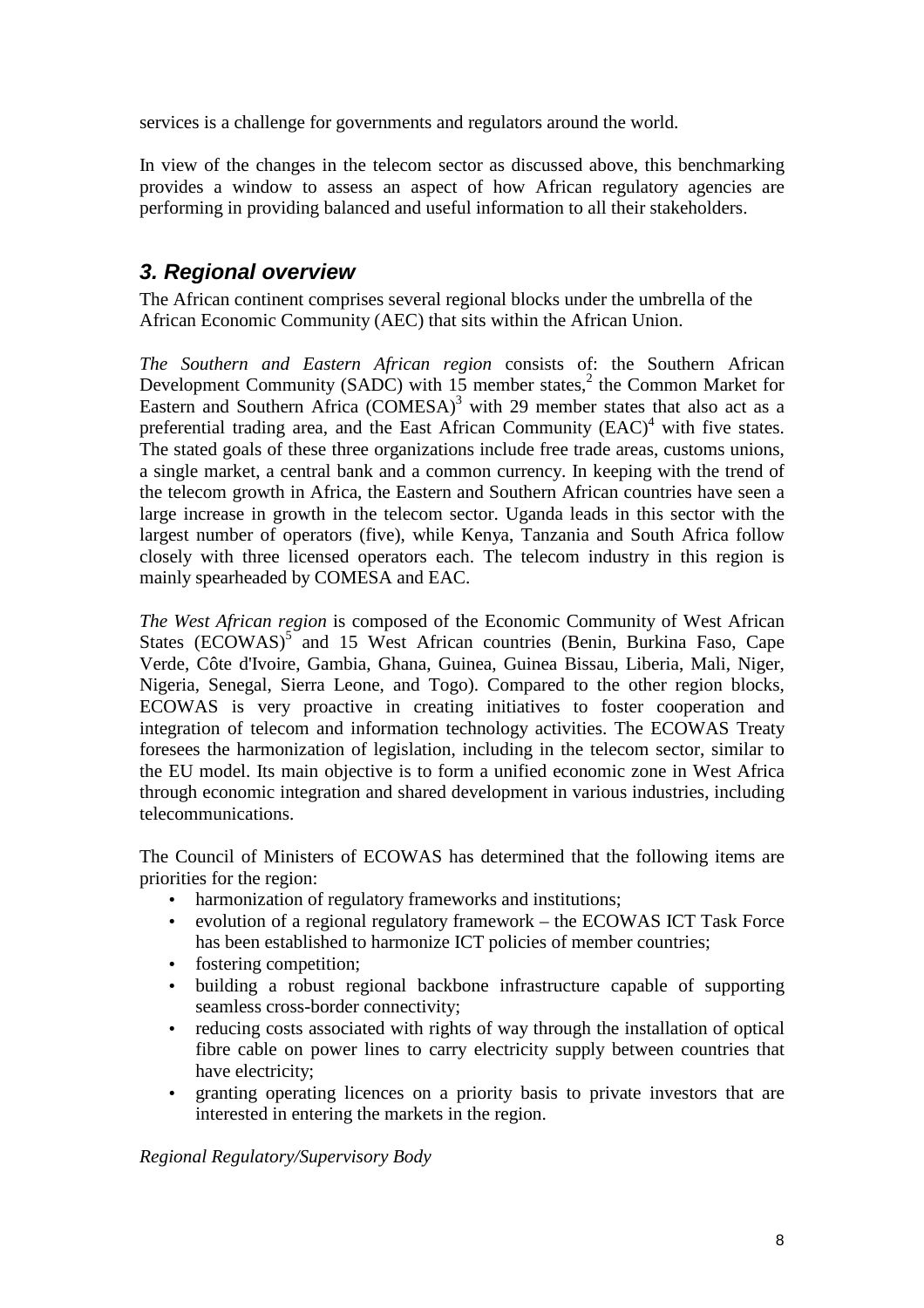services is a challenge for governments and regulators around the world.

In view of the changes in the telecom sector as discussed above, this benchmarking provides a window to assess an aspect of how African regulatory agencies are performing in providing balanced and useful information to all their stakeholders.

## *3. Regional overview*

The African continent comprises several regional blocks under the umbrella of the African Economic Community (AEC) that sits within the African Union.

*The Southern and Eastern African region* consists of: the Southern African Development Community (SADC) with 15 member states,[2] the Common Market for Eastern and Southern Africa (COMESA)[3] with 29 member states that also act as a preferential trading area, and the East African Community (EAC)[4] with five states. The stated goals of these three organizations include free trade areas, customs unions, a single market, a central bank and a common currency. In keeping with the trend of the telecom growth in Africa, the Eastern and Southern African countries have seen a large increase in growth in the telecom sector. Uganda leads in this sector with the largest number of operators (five), while Kenya, Tanzania and South Africa follow closely with three licensed operators each. The telecom industry in this region is mainly spearheaded by COMESA and EAC.

*The West African region* is composed of the Economic Community of West African States (ECOWAS)[5] and 15 West African countries (Benin, Burkina Faso, Cape Verde, Côte d'Ivoire, Gambia, Ghana, Guinea, Guinea Bissau, Liberia, Mali, Niger, Nigeria, Senegal, Sierra Leone, and Togo). Compared to the other region blocks, ECOWAS is very proactive in creating initiatives to foster cooperation and integration of telecom and information technology activities. The ECOWAS Treaty foresees the harmonization of legislation, including in the telecom sector, similar to the EU model. Its main objective is to form a unified economic zone in West Africa through economic integration and shared development in various industries, including telecommunications.

The Council of Ministers of ECOWAS has determined that the following items are priorities for the region:

- harmonization of regulatory frameworks and institutions;
- evolution of a regional regulatory framework – the ECOWAS ICT Task Force has been established to harmonize ICT policies of member countries;
- fostering competition;
- building a robust regional backbone infrastructure capable of supporting seamless cross-border connectivity;
- reducing costs associated with rights of way through the installation of optical fibre cable on power lines to carry electricity supply between countries that have electricity;
- granting operating licences on a priority basis to private investors that are interested in entering the markets in the region.

*Regional Regulatory/Supervisory Body*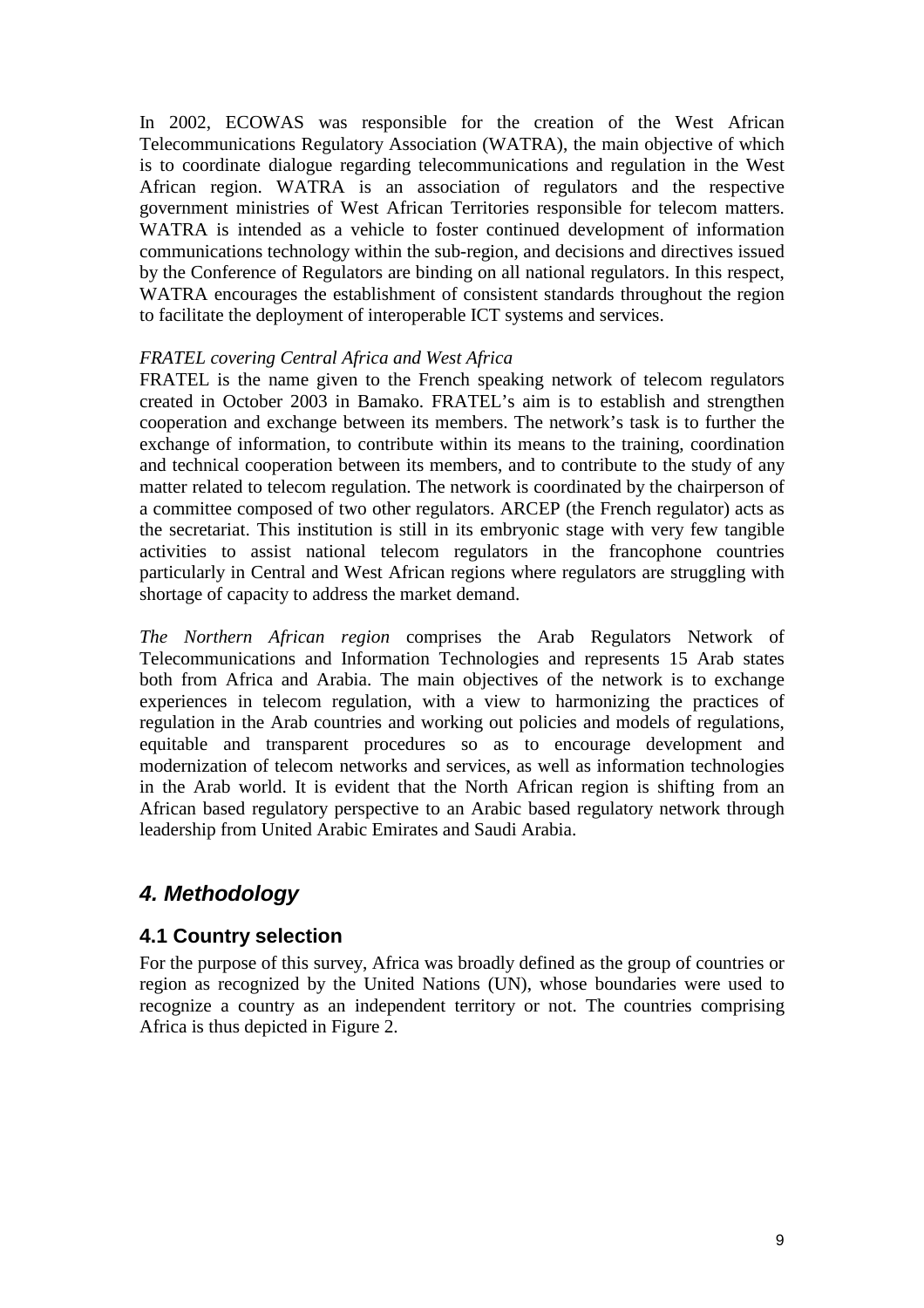In 2002, ECOWAS was responsible for the creation of the West African Telecommunications Regulatory Association (WATRA), the main objective of which is to coordinate dialogue regarding telecommunications and regulation in the West African region. WATRA is an association of regulators and the respective government ministries of West African Territories responsible for telecom matters. WATRA is intended as a vehicle to foster continued development of information communications technology within the sub-region, and decisions and directives issued by the Conference of Regulators are binding on all national regulators. In this respect, WATRA encourages the establishment of consistent standards throughout the region to facilitate the deployment of interoperable ICT systems and services.

*FRATEL covering Central Africa and West Africa*
FRATEL is the name given to the French speaking network of telecom regulators created in October 2003 in Bamako. FRATEL's aim is to establish and strengthen cooperation and exchange between its members. The network's task is to further the exchange of information, to contribute within its means to the training, coordination and technical cooperation between its members, and to contribute to the study of any matter related to telecom regulation. The network is coordinated by the chairperson of a committee composed of two other regulators. ARCEP (the French regulator) acts as the secretariat. This institution is still in its embryonic stage with very few tangible activities to assist national telecom regulators in the francophone countries particularly in Central and West African regions where regulators are struggling with shortage of capacity to address the market demand.

*The Northern African region* comprises the Arab Regulators Network of Telecommunications and Information Technologies and represents 15 Arab states both from Africa and Arabia. The main objectives of the network is to exchange experiences in telecom regulation, with a view to harmonizing the practices of regulation in the Arab countries and working out policies and models of regulations, equitable and transparent procedures so as to encourage development and modernization of telecom networks and services, as well as information technologies in the Arab world. It is evident that the North African region is shifting from an African based regulatory perspective to an Arabic based regulatory network through leadership from United Arabic Emirates and Saudi Arabia.

## *4. Methodology*

### 4.1 Country selection

For the purpose of this survey, Africa was broadly defined as the group of countries or region as recognized by the United Nations (UN), whose boundaries were used to recognize a country as an independent territory or not. The countries comprising Africa is thus depicted in Figure 2.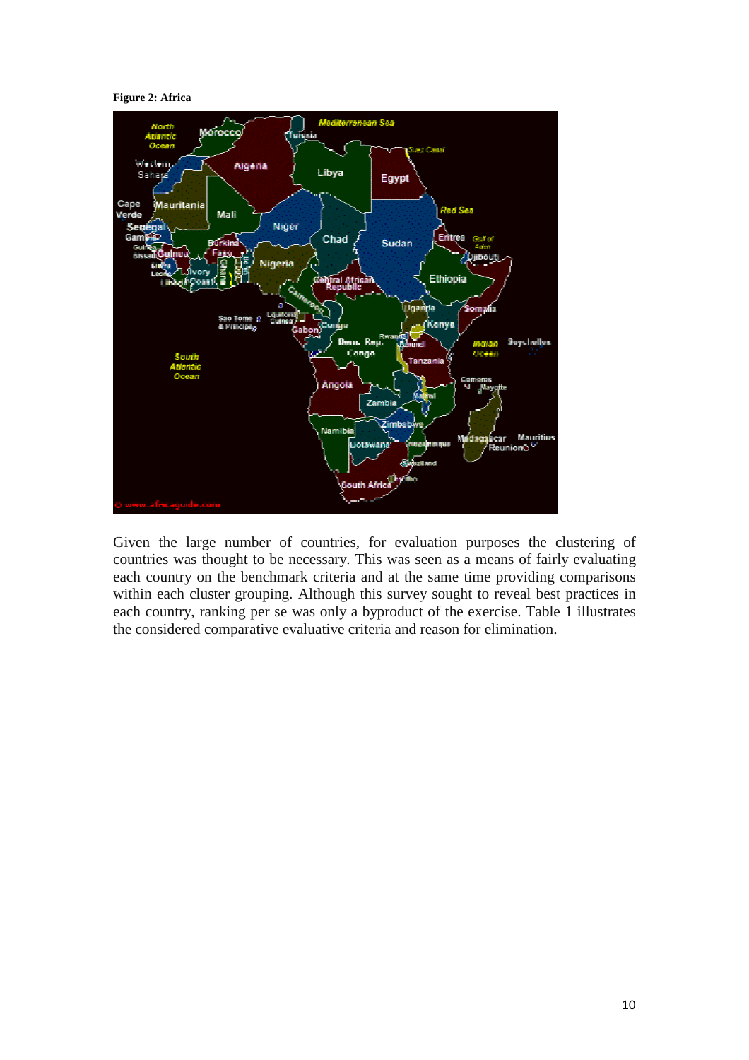**Figure 2: Africa**

Given the large number of countries, for evaluation purposes the clustering of countries was thought to be necessary. This was seen as a means of fairly evaluating each country on the benchmark criteria and at the same time providing comparisons within each cluster grouping. Although this survey sought to reveal best practices in each country, ranking per se was only a byproduct of the exercise. Table 1 illustrates the considered comparative evaluative criteria and reason for elimination.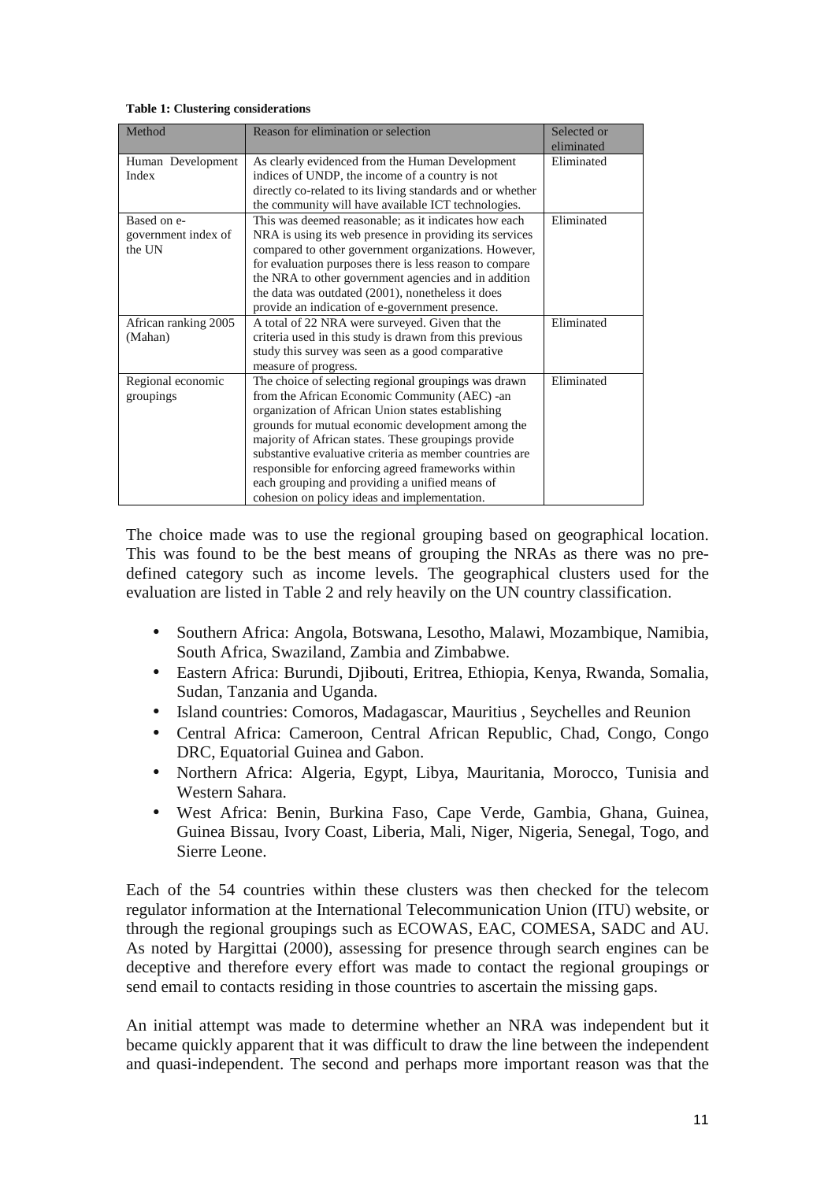**Table 1: Clustering considerations**

| Method | Reason for elimination or selection | Selected or eliminated |
|---|---|---|
| Human Development Index | As clearly evidenced from the Human Development indices of UNDP, the income of a country is not directly co-related to its living standards and or whether the community will have available ICT technologies. | Eliminated |
| Based on e-government index of the UN | This was deemed reasonable; as it indicates how each NRA is using its web presence in providing its services compared to other government organizations. However, for evaluation purposes there is less reason to compare the NRA to other government agencies and in addition the data was outdated (2001), nonetheless it does provide an indication of e-government presence. | Eliminated |
| African ranking 2005 (Mahan) | A total of 22 NRA were surveyed. Given that the criteria used in this study is drawn from this previous study this survey was seen as a good comparative measure of progress. | Eliminated |
| Regional economic groupings | The choice of selecting regional groupings was drawn from the African Economic Community (AEC) -an organization of African Union states establishing grounds for mutual economic development among the majority of African states. These groupings provide substantive evaluative criteria as member countries are responsible for enforcing agreed frameworks within each grouping and providing a unified means of cohesion on policy ideas and implementation. | Eliminated |

The choice made was to use the regional grouping based on geographical location. This was found to be the best means of grouping the NRAs as there was no pre-defined category such as income levels. The geographical clusters used for the evaluation are listed in Table 2 and rely heavily on the UN country classification.

- Southern Africa: Angola, Botswana, Lesotho, Malawi, Mozambique, Namibia, South Africa, Swaziland, Zambia and Zimbabwe.
- Eastern Africa: Burundi, Djibouti, Eritrea, Ethiopia, Kenya, Rwanda, Somalia, Sudan, Tanzania and Uganda.
- Island countries: Comoros, Madagascar, Mauritius , Seychelles and Reunion
- Central Africa: Cameroon, Central African Republic, Chad, Congo, Congo DRC, Equatorial Guinea and Gabon.
- Northern Africa: Algeria, Egypt, Libya, Mauritania, Morocco, Tunisia and Western Sahara.
- West Africa: Benin, Burkina Faso, Cape Verde, Gambia, Ghana, Guinea, Guinea Bissau, Ivory Coast, Liberia, Mali, Niger, Nigeria, Senegal, Togo, and Sierre Leone.

Each of the 54 countries within these clusters was then checked for the telecom regulator information at the International Telecommunication Union (ITU) website, or through the regional groupings such as ECOWAS, EAC, COMESA, SADC and AU. As noted by Hargittai (2000), assessing for presence through search engines can be deceptive and therefore every effort was made to contact the regional groupings or send email to contacts residing in those countries to ascertain the missing gaps.

An initial attempt was made to determine whether an NRA was independent but it became quickly apparent that it was difficult to draw the line between the independent and quasi-independent. The second and perhaps more important reason was that the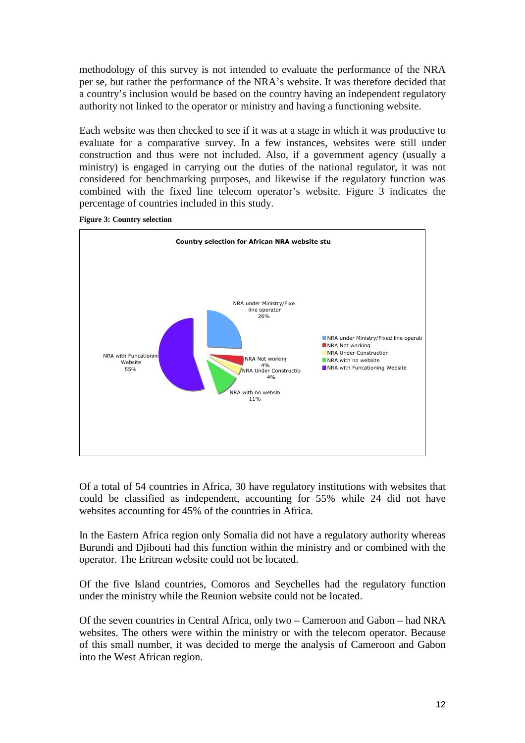methodology of this survey is not intended to evaluate the performance of the NRA per se, but rather the performance of the NRA's website. It was therefore decided that a country's inclusion would be based on the country having an independent regulatory authority not linked to the operator or ministry and having a functioning website.

Each website was then checked to see if it was at a stage in which it was productive to evaluate for a comparative survey. In a few instances, websites were still under construction and thus were not included. Also, if a government agency (usually a ministry) is engaged in carrying out the duties of the national regulator, it was not considered for benchmarking purposes, and likewise if the regulatory function was combined with the fixed line telecom operator's website. Figure 3 indicates the percentage of countries included in this study.

**Figure 3: Country selection**

Country selection for African NRA website stu

NRA under Ministry/Fixed line operator 26%

NRA Not working 4%

NRA Under Construction 4%

NRA with no website 11%

NRA with Funcationing Website 55%

NRA under Ministry/Fixed line operator
NRA Not working
NRA Under Construction
NRA with no website
NRA with Funcationing Website

Of a total of 54 countries in Africa, 30 have regulatory institutions with websites that could be classified as independent, accounting for 55% while 24 did not have websites accounting for 45% of the countries in Africa.

In the Eastern Africa region only Somalia did not have a regulatory authority whereas Burundi and Djibouti had this function within the ministry and or combined with the operator. The Eritrean website could not be located.

Of the five Island countries, Comoros and Seychelles had the regulatory function under the ministry while the Reunion website could not be located.

Of the seven countries in Central Africa, only two – Cameroon and Gabon – had NRA websites. The others were within the ministry or with the telecom operator. Because of this small number, it was decided to merge the analysis of Cameroon and Gabon into the West African region.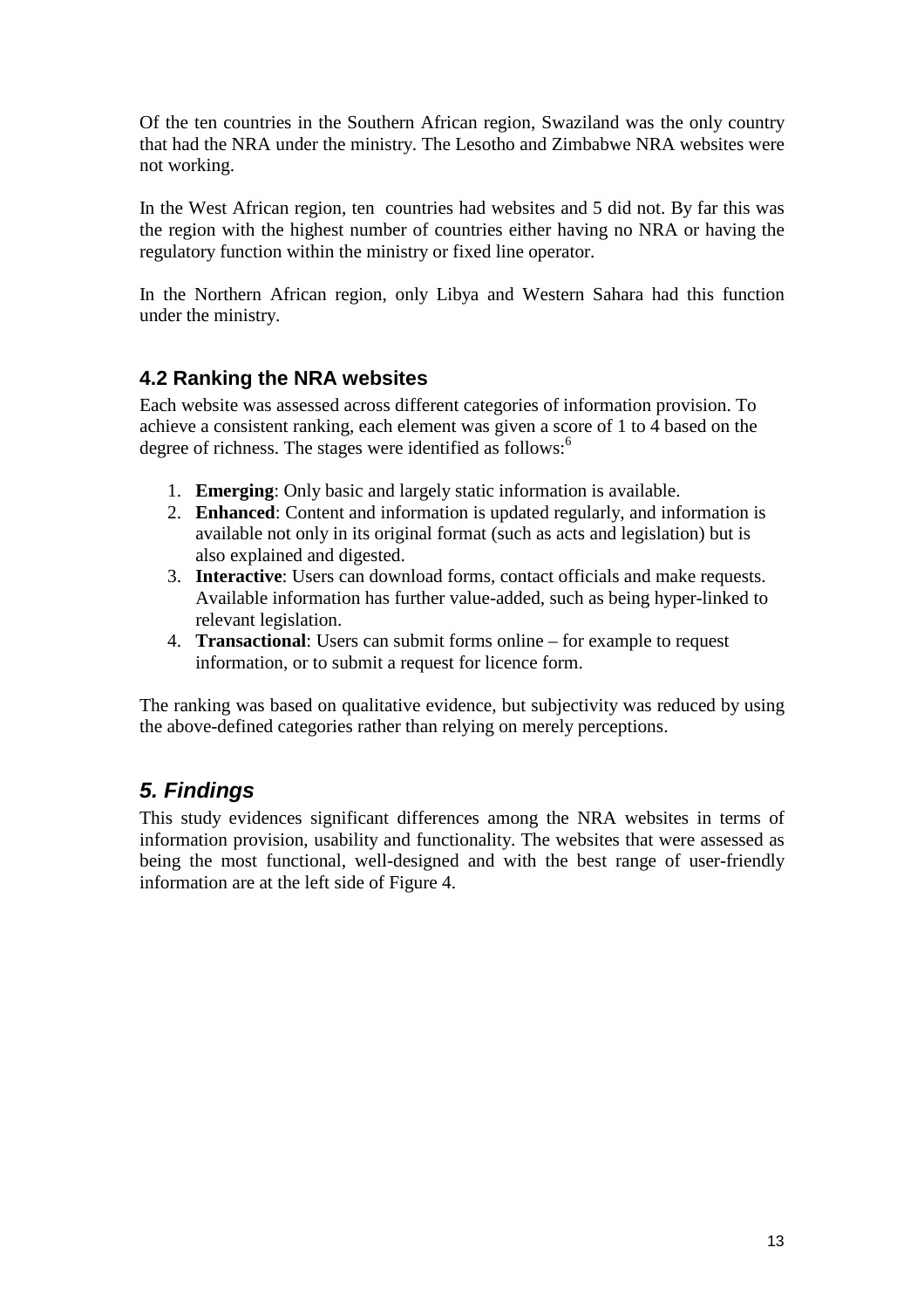Of the ten countries in the Southern African region, Swaziland was the only country that had the NRA under the ministry. The Lesotho and Zimbabwe NRA websites were not working.

In the West African region, ten countries had websites and 5 did not. By far this was the region with the highest number of countries either having no NRA or having the regulatory function within the ministry or fixed line operator.

In the Northern African region, only Libya and Western Sahara had this function under the ministry.

## 4.2 Ranking the NRA websites

Each website was assessed across different categories of information provision. To achieve a consistent ranking, each element was given a score of 1 to 4 based on the degree of richness. The stages were identified as follows:[6]

1. **Emerging**: Only basic and largely static information is available.
2. **Enhanced**: Content and information is updated regularly, and information is available not only in its original format (such as acts and legislation) but is also explained and digested.
3. **Interactive**: Users can download forms, contact officials and make requests. Available information has further value-added, such as being hyper-linked to relevant legislation.
4. **Transactional**: Users can submit forms online – for example to request information, or to submit a request for licence form.

The ranking was based on qualitative evidence, but subjectivity was reduced by using the above-defined categories rather than relying on merely perceptions.

# *5. Findings*

This study evidences significant differences among the NRA websites in terms of information provision, usability and functionality. The websites that were assessed as being the most functional, well-designed and with the best range of user-friendly information are at the left side of Figure 4.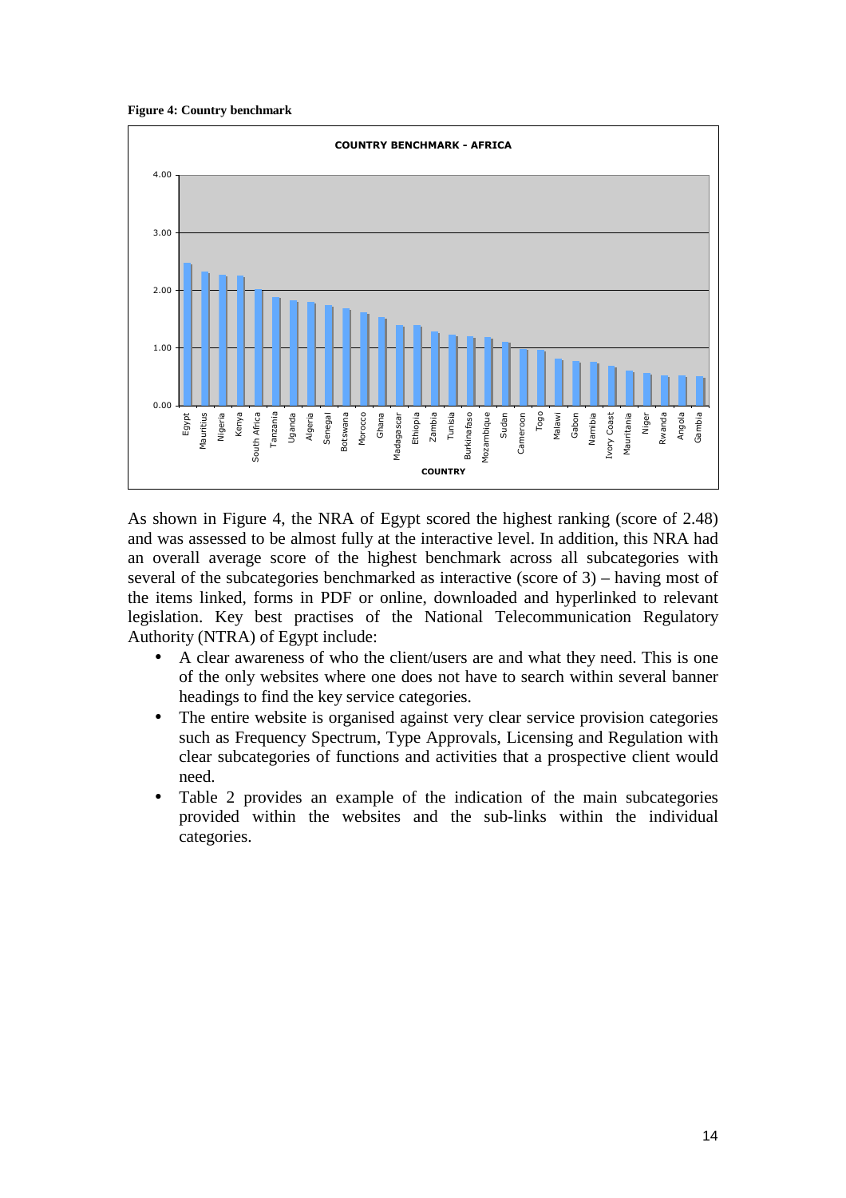**Figure 4: Country benchmark**

COUNTRY BENCHMARK - AFRICA

4.00
3.00
2.00
1.00
0.00

Egypt
Mauritius
Nigeria
Kenya
South Africa
Tanzania
Uganda
Algeria
Senegal
Botswana
Morocco
Ghana
Madagascar
Ethiopia
Zambia
Tunisia
Burkinafaso
Mozambique
Sudan
Cameroon
Togo
Malawi
Gabon
Namibia
Ivory Coast
Mauritania
Niger
Rwanda
Angola
Gambia

COUNTRY

As shown in Figure 4, the NRA of Egypt scored the highest ranking (score of 2.48) and was assessed to be almost fully at the interactive level. In addition, this NRA had an overall average score of the highest benchmark across all subcategories with several of the subcategories benchmarked as interactive (score of 3) – having most of the items linked, forms in PDF or online, downloaded and hyperlinked to relevant legislation. Key best practises of the National Telecommunication Regulatory Authority (NTRA) of Egypt include:

- A clear awareness of who the client/users are and what they need. This is one of the only websites where one does not have to search within several banner headings to find the key service categories.
- The entire website is organised against very clear service provision categories such as Frequency Spectrum, Type Approvals, Licensing and Regulation with clear subcategories of functions and activities that a prospective client would need.
- Table 2 provides an example of the indication of the main subcategories provided within the websites and the sub-links within the individual categories.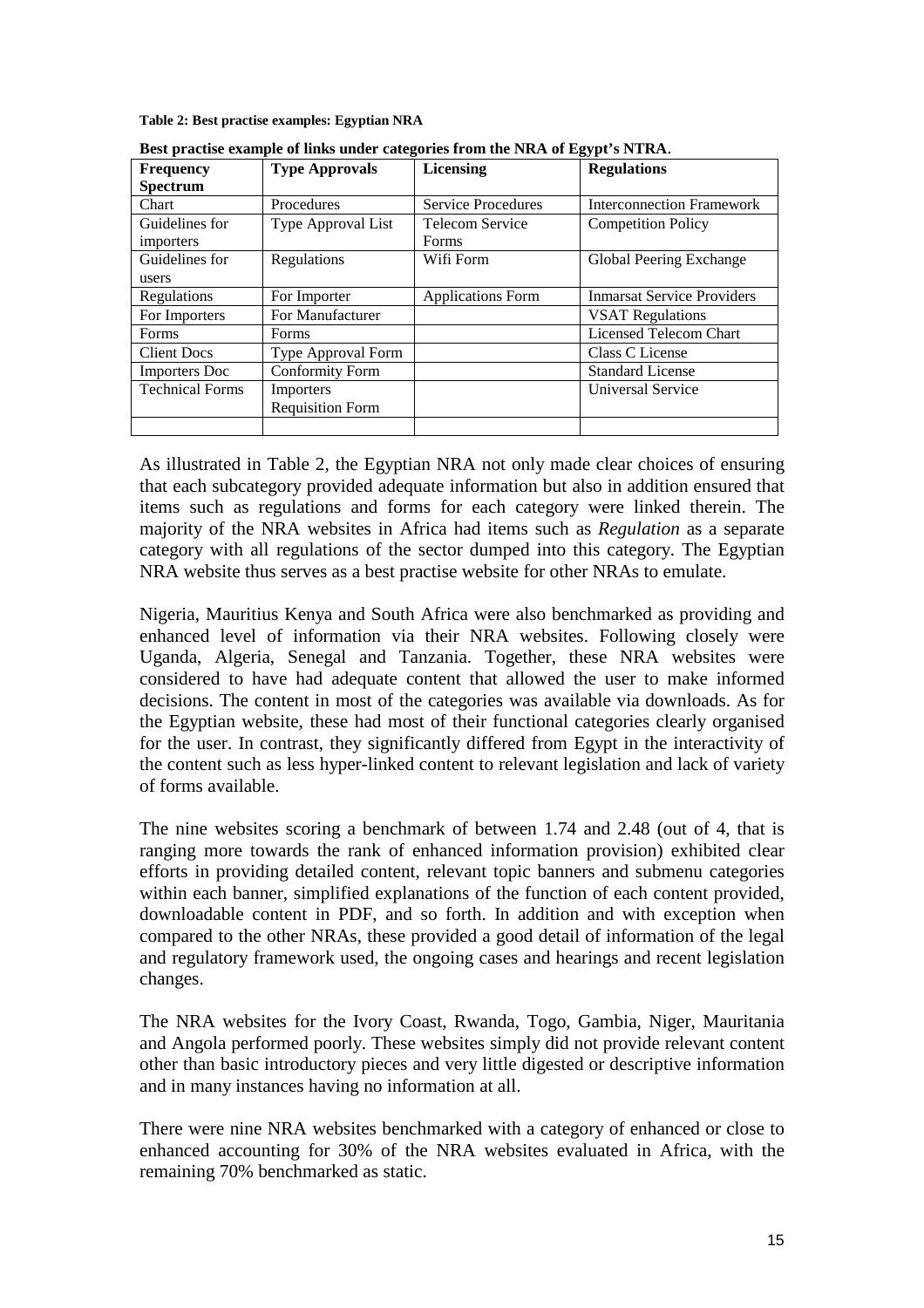**Table 2: Best practise examples: Egyptian NRA**

**Best practise example of links under categories from the NRA of Egypt's NTRA.**

| Frequency Spectrum | Type Approvals | Licensing | Regulations |
|---|---|---|---|
| Chart | Procedures | Service Procedures | Interconnection Framework |
| Guidelines for importers | Type Approval List | Telecom Service Forms | Competition Policy |
| Guidelines for users | Regulations | Wifi Form | Global Peering Exchange |
| Regulations | For Importer | Applications Form | Inmarsat Service Providers |
| For Importers | For Manufacturer | | VSAT Regulations |
| Forms | Forms | | Licensed Telecom Chart |
| Client Docs | Type Approval Form | | Class C License |
| Importers Doc | Conformity Form | | Standard License |
| Technical Forms | Importers Requisition Form | | Universal Service |
| | | | |

As illustrated in Table 2, the Egyptian NRA not only made clear choices of ensuring that each subcategory provided adequate information but also in addition ensured that items such as regulations and forms for each category were linked therein. The majority of the NRA websites in Africa had items such as *Regulation* as a separate category with all regulations of the sector dumped into this category. The Egyptian NRA website thus serves as a best practise website for other NRAs to emulate.

Nigeria, Mauritius Kenya and South Africa were also benchmarked as providing and enhanced level of information via their NRA websites. Following closely were Uganda, Algeria, Senegal and Tanzania. Together, these NRA websites were considered to have had adequate content that allowed the user to make informed decisions. The content in most of the categories was available via downloads. As for the Egyptian website, these had most of their functional categories clearly organised for the user. In contrast, they significantly differed from Egypt in the interactivity of the content such as less hyper-linked content to relevant legislation and lack of variety of forms available.

The nine websites scoring a benchmark of between 1.74 and 2.48 (out of 4, that is ranging more towards the rank of enhanced information provision) exhibited clear efforts in providing detailed content, relevant topic banners and submenu categories within each banner, simplified explanations of the function of each content provided, downloadable content in PDF, and so forth. In addition and with exception when compared to the other NRAs, these provided a good detail of information of the legal and regulatory framework used, the ongoing cases and hearings and recent legislation changes.

The NRA websites for the Ivory Coast, Rwanda, Togo, Gambia, Niger, Mauritania and Angola performed poorly. These websites simply did not provide relevant content other than basic introductory pieces and very little digested or descriptive information and in many instances having no information at all.

There were nine NRA websites benchmarked with a category of enhanced or close to enhanced accounting for 30% of the NRA websites evaluated in Africa, with the remaining 70% benchmarked as static.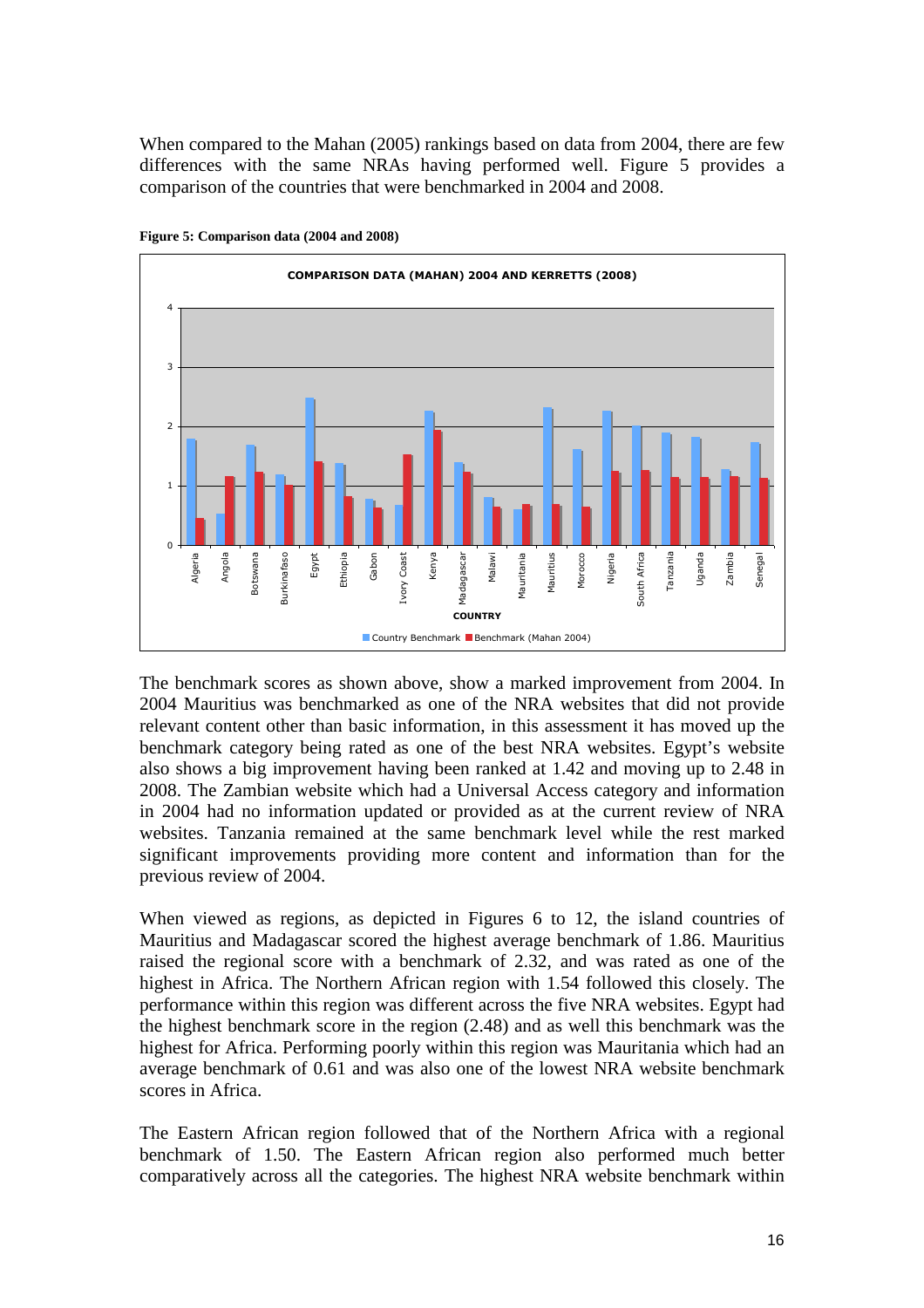When compared to the Mahan (2005) rankings based on data from 2004, there are few differences with the same NRAs having performed well. Figure 5 provides a comparison of the countries that were benchmarked in 2004 and 2008.

**Figure 5: Comparison data (2004 and 2008)**

The benchmark scores as shown above, show a marked improvement from 2004. In 2004 Mauritius was benchmarked as one of the NRA websites that did not provide relevant content other than basic information, in this assessment it has moved up the benchmark category being rated as one of the best NRA websites. Egypt's website also shows a big improvement having been ranked at 1.42 and moving up to 2.48 in 2008. The Zambian website which had a Universal Access category and information in 2004 had no information updated or provided as at the current review of NRA websites. Tanzania remained at the same benchmark level while the rest marked significant improvements providing more content and information than for the previous review of 2004.

When viewed as regions, as depicted in Figures 6 to 12, the island countries of Mauritius and Madagascar scored the highest average benchmark of 1.86. Mauritius raised the regional score with a benchmark of 2.32, and was rated as one of the highest in Africa. The Northern African region with 1.54 followed this closely. The performance within this region was different across the five NRA websites. Egypt had the highest benchmark score in the region (2.48) and as well this benchmark was the highest for Africa. Performing poorly within this region was Mauritania which had an average benchmark of 0.61 and was also one of the lowest NRA website benchmark scores in Africa.

The Eastern African region followed that of the Northern Africa with a regional benchmark of 1.50. The Eastern African region also performed much better comparatively across all the categories. The highest NRA website benchmark within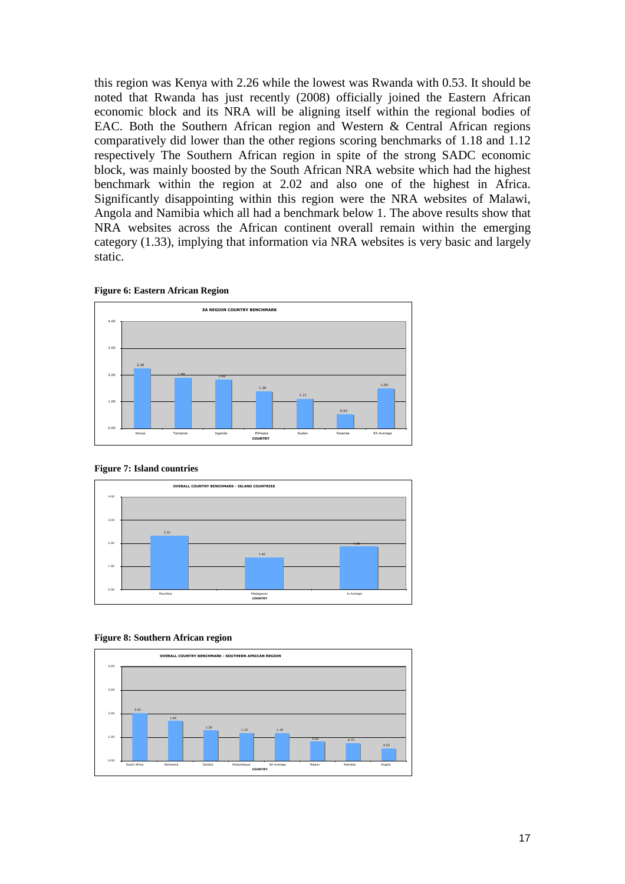this region was Kenya with 2.26 while the lowest was Rwanda with 0.53. It should be noted that Rwanda has just recently (2008) officially joined the Eastern African economic block and its NRA will be aligning itself within the regional bodies of EAC. Both the Southern African region and Western & Central African regions comparatively did lower than the other regions scoring benchmarks of 1.18 and 1.12 respectively The Southern African region in spite of the strong SADC economic block, was mainly boosted by the South African NRA website which had the highest benchmark within the region at 2.02 and also one of the highest in Africa. Significantly disappointing within this region were the NRA websites of Malawi, Angola and Namibia which all had a benchmark below 1. The above results show that NRA websites across the African continent overall remain within the emerging category (1.33), implying that information via NRA websites is very basic and largely static.

**Figure 6: Eastern African Region**

EA REGION COUNTRY BENCHMARK

4.00
3.00
2.00
1.00
0.00

2.26
1.89
1.82
1.39
1.11
0.53
1.50

Kenya
Tanzania
Uganda
Ethiopia
Sudan
Rwanda
EA Average

COUNTRY

**Figure 7: Island countries**

OVERALL COUNTRY BENCHMARK - ISLAND COUNTRIES

4.00
3.00
2.00
1.00
0.00

2.32
1.40
1.86

Mauritius
Madagascar
Is Average

COUNTRY

**Figure 8: Southern African region**

OVERALL COUNTRY BENCHMARK - SOUTHERN AFRICAN REGION

4.00
3.00
2.00
1.00
0.00

2.02
1.69
1.28
1.19
1.18
0.82
0.75
0.53

South Africa
Botswana
Zambia
Mozambique
SA Average
Malawi
Namibia
Angola

COUNTRY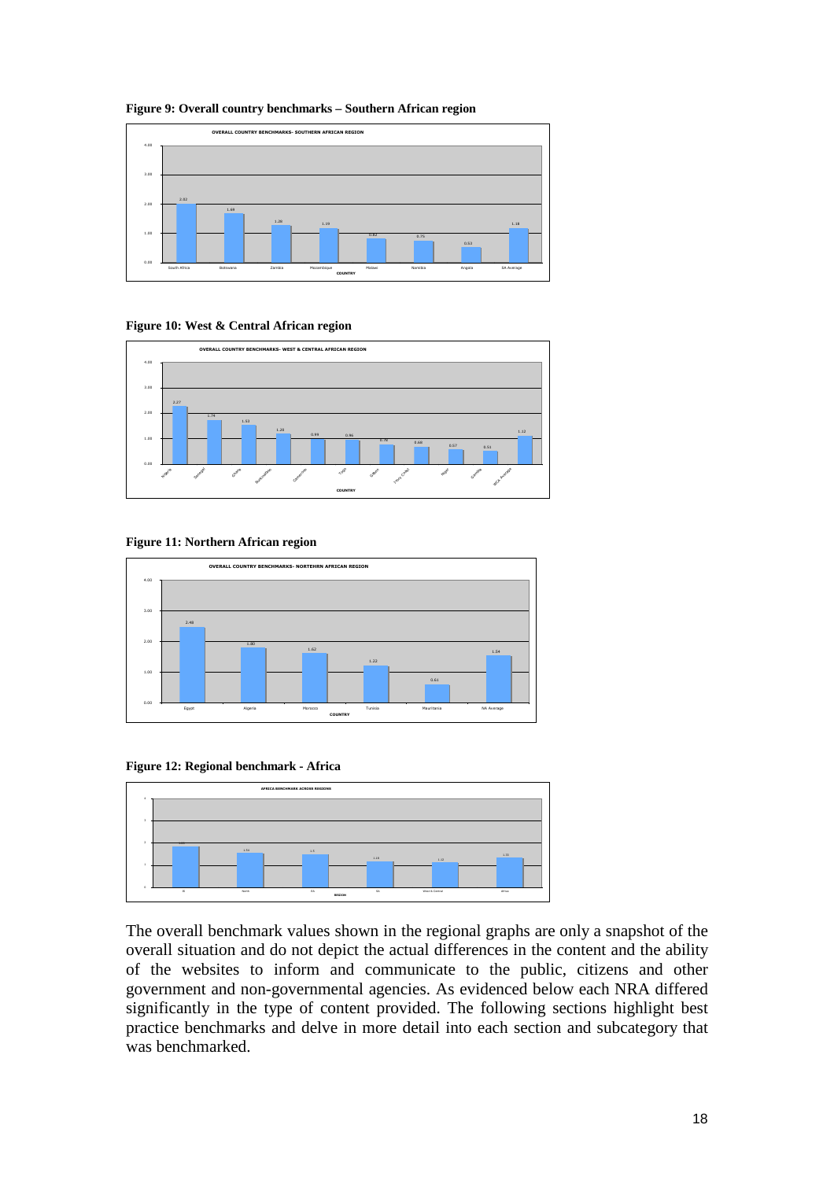**Figure 9: Overall country benchmarks – Southern African region**

OVERALL COUNTRY BENCHMARKS- SOUTHERN AFRICAN REGION

4.00
3.00
2.00
1.00
0.00

2.02
1.69
1.28
1.19
0.82
0.75
0.53
1.18

South Africa
Botswana
Zambia
Mozambique
Malawi
Namibia
Angola
SA Average

COUNTRY

**Figure 10: West & Central African region**

OVERALL COUNTRY BENCHMARKS- WEST & CENTRAL AFRICAN REGION

4.00
3.00
2.00
1.00
0.00

2.27
1.74
1.53
1.20
0.99
0.96
0.78
0.68
0.57
0.51
1.12

Nigeria
Senegal
Ghana
Burkinafaso
Cameroon
Togo
Gabon
Ivory Coast
Niger
Gambia
WCA Average

COUNTRY

**Figure 11: Northern African region**

OVERALL COUNTRY BENCHMARKS- NORTEHRN AFRICAN REGION

4.00
3.00
2.00
1.00
0.00

2.48
1.80
1.62
1.22
0.61
1.54

Egypt
Algeria
Morocco
Tunisia
Mauritania
NA Average

COUNTRY

**Figure 12: Regional benchmark - Africa**

AFRICA BENCHMARK ACROSS REGIONS

4
3
2
1
0

1.54
1.5
1.18
1.12
1.35

EI
North
EA
SA
West & Central
Africa

REGION

The overall benchmark values shown in the regional graphs are only a snapshot of the overall situation and do not depict the actual differences in the content and the ability of the websites to inform and communicate to the public, citizens and other government and non-governmental agencies. As evidenced below each NRA differed significantly in the type of content provided. The following sections highlight best practice benchmarks and delve in more detail into each section and subcategory that was benchmarked.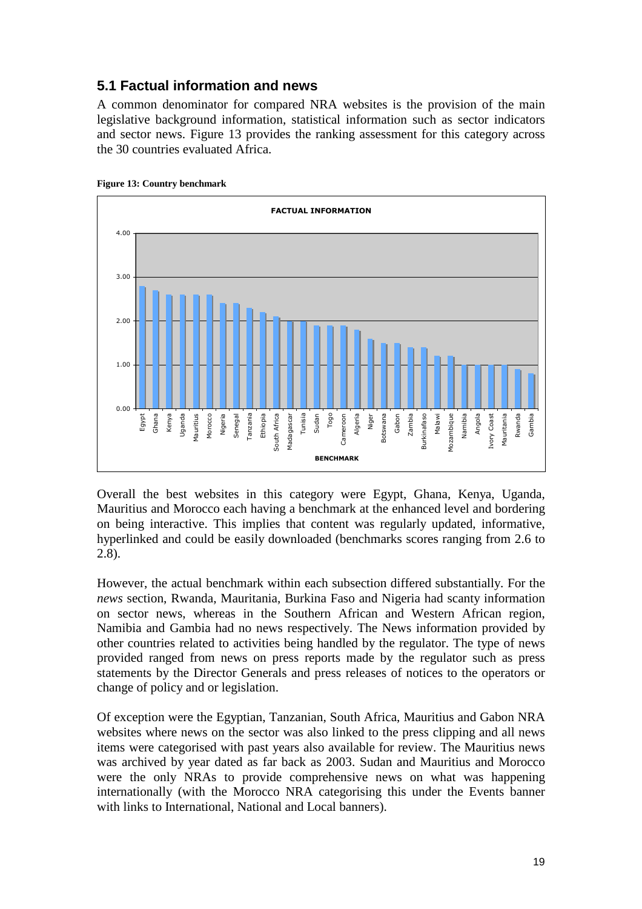## 5.1 Factual information and news

A common denominator for compared NRA websites is the provision of the main legislative background information, statistical information such as sector indicators and sector news. Figure 13 provides the ranking assessment for this category across the 30 countries evaluated Africa.

**Figure 13: Country benchmark**

FACTUAL INFORMATION

4.00
3.00
2.00
1.00
0.00

Egypt, Ghana, Kenya, Uganda, Mauritius, Morocco, Nigeria, Senegal, Tanzania, Ethiopia, South Africa, Madagascar, Tunisia, Sudan, Togo, Cameroon, Algeria, Niger, Botswana, Gabon, Zambia, Burkinafaso, Malawi, Mozambique, Namibia, Angola, Ivory Coast, Mauritania, Rwanda, Gambia

BENCHMARK

Overall the best websites in this category were Egypt, Ghana, Kenya, Uganda, Mauritius and Morocco each having a benchmark at the enhanced level and bordering on being interactive. This implies that content was regularly updated, informative, hyperlinked and could be easily downloaded (benchmarks scores ranging from 2.6 to 2.8).

However, the actual benchmark within each subsection differed substantially. For the *news* section, Rwanda, Mauritania, Burkina Faso and Nigeria had scanty information on sector news, whereas in the Southern African and Western African region, Namibia and Gambia had no news respectively. The News information provided by other countries related to activities being handled by the regulator. The type of news provided ranged from news on press reports made by the regulator such as press statements by the Director Generals and press releases of notices to the operators or change of policy and or legislation.

Of exception were the Egyptian, Tanzanian, South Africa, Mauritius and Gabon NRA websites where news on the sector was also linked to the press clipping and all news items were categorised with past years also available for review. The Mauritius news was archived by year dated as far back as 2003. Sudan and Mauritius and Morocco were the only NRAs to provide comprehensive news on what was happening internationally (with the Morocco NRA categorising this under the Events banner with links to International, National and Local banners).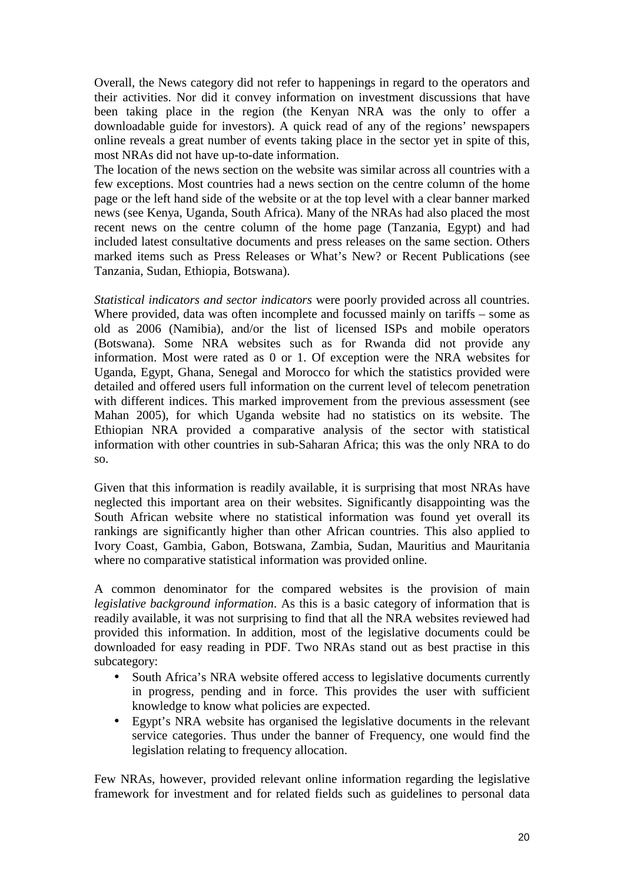Overall, the News category did not refer to happenings in regard to the operators and their activities. Nor did it convey information on investment discussions that have been taking place in the region (the Kenyan NRA was the only to offer a downloadable guide for investors). A quick read of any of the regions' newspapers online reveals a great number of events taking place in the sector yet in spite of this, most NRAs did not have up-to-date information.
The location of the news section on the website was similar across all countries with a few exceptions. Most countries had a news section on the centre column of the home page or the left hand side of the website or at the top level with a clear banner marked news (see Kenya, Uganda, South Africa). Many of the NRAs had also placed the most recent news on the centre column of the home page (Tanzania, Egypt) and had included latest consultative documents and press releases on the same section. Others marked items such as Press Releases or What's New? or Recent Publications (see Tanzania, Sudan, Ethiopia, Botswana).

*Statistical indicators and sector indicators* were poorly provided across all countries. Where provided, data was often incomplete and focussed mainly on tariffs – some as old as 2006 (Namibia), and/or the list of licensed ISPs and mobile operators (Botswana). Some NRA websites such as for Rwanda did not provide any information. Most were rated as 0 or 1. Of exception were the NRA websites for Uganda, Egypt, Ghana, Senegal and Morocco for which the statistics provided were detailed and offered users full information on the current level of telecom penetration with different indices. This marked improvement from the previous assessment (see Mahan 2005), for which Uganda website had no statistics on its website. The Ethiopian NRA provided a comparative analysis of the sector with statistical information with other countries in sub-Saharan Africa; this was the only NRA to do so.

Given that this information is readily available, it is surprising that most NRAs have neglected this important area on their websites. Significantly disappointing was the South African website where no statistical information was found yet overall its rankings are significantly higher than other African countries. This also applied to Ivory Coast, Gambia, Gabon, Botswana, Zambia, Sudan, Mauritius and Mauritania where no comparative statistical information was provided online.

A common denominator for the compared websites is the provision of main *legislative background information*. As this is a basic category of information that is readily available, it was not surprising to find that all the NRA websites reviewed had provided this information. In addition, most of the legislative documents could be downloaded for easy reading in PDF. Two NRAs stand out as best practise in this subcategory:

- South Africa's NRA website offered access to legislative documents currently in progress, pending and in force. This provides the user with sufficient knowledge to know what policies are expected.
- Egypt's NRA website has organised the legislative documents in the relevant service categories. Thus under the banner of Frequency, one would find the legislation relating to frequency allocation.

Few NRAs, however, provided relevant online information regarding the legislative framework for investment and for related fields such as guidelines to personal data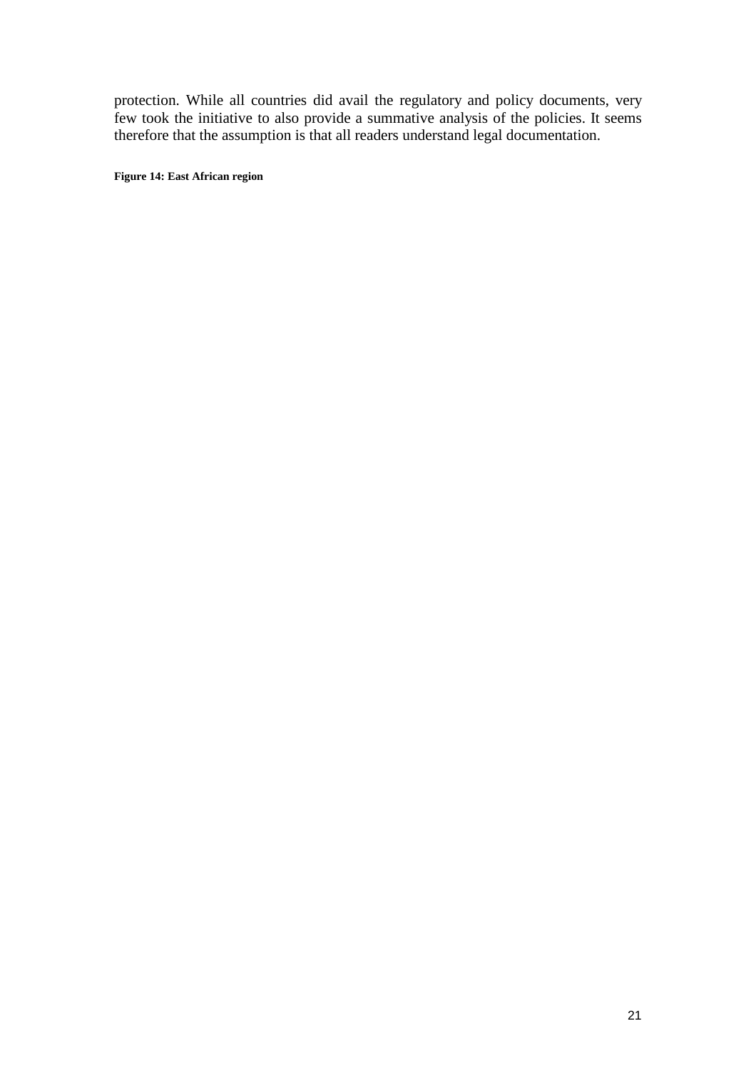protection. While all countries did avail the regulatory and policy documents, very few took the initiative to also provide a summative analysis of the policies. It seems therefore that the assumption is that all readers understand legal documentation.

**Figure 14: East African region**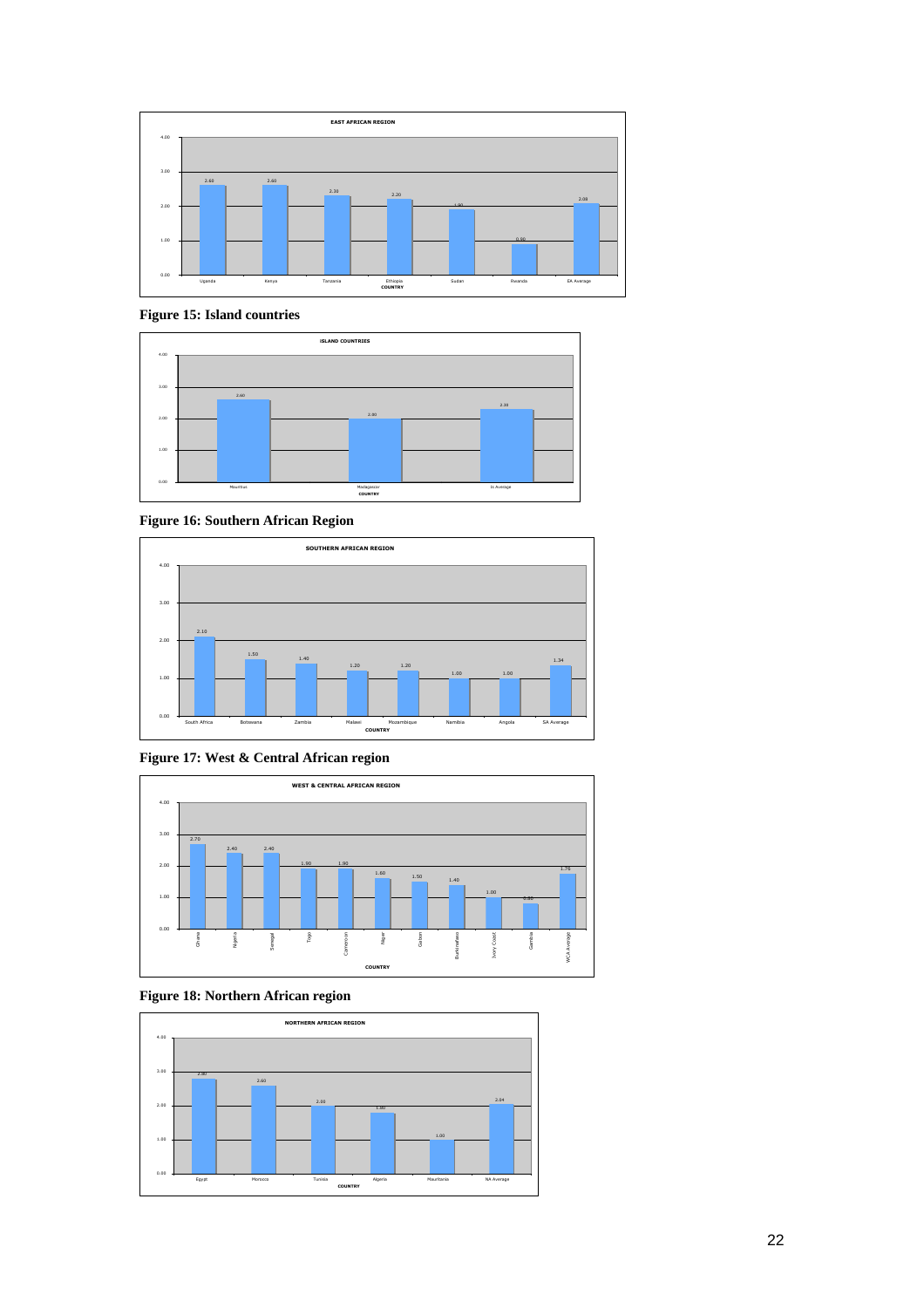EAST AFRICAN REGION

4.00
3.00
2.00
1.00
0.00

2.60
2.60
2.30
2.20
1.90
0.90
2.08

Uganda
Kenya
Tanzania
Ethiopia
Sudan
Rwanda
EA Average

COUNTRY

**Figure 15: Island countries**

ISLAND COUNTRIES

4.00
3.00
2.00
1.00
0.00

2.60
2.00
2.30

Mauritius
Madagascar
Is Average

COUNTRY

**Figure 16: Southern African Region**

SOUTHERN AFRICAN REGION

4.00
3.00
2.00
1.00
0.00

2.10
1.50
1.40
1.20
1.20
1.00
1.00
1.34

South Africa
Botswana
Zambia
Malawi
Mozambique
Namibia
Angola
SA Average

COUNTRY

**Figure 17: West & Central African region**

WEST & CENTRAL AFRICAN REGION

4.00
3.00
2.00
1.00
0.00

2.70
2.40
2.40
1.90
1.90
1.60
1.50
1.40
1.00
0.80
1.76

Ghana
Nigeria
Senegal
Togo
Cameroon
Niger
Gabon
Burkinafaso
Ivory Coast
Gambia
WCA Average

COUNTRY

**Figure 18: Northern African region**

NORTHERN AFRICAN REGION

4.00
3.00
2.00
1.00
0.00

2.80
2.60
2.00
1.80
1.00
2.04

Egypt
Morocco
Tunisia
Algeria
Mauritania
NA Average

COUNTRY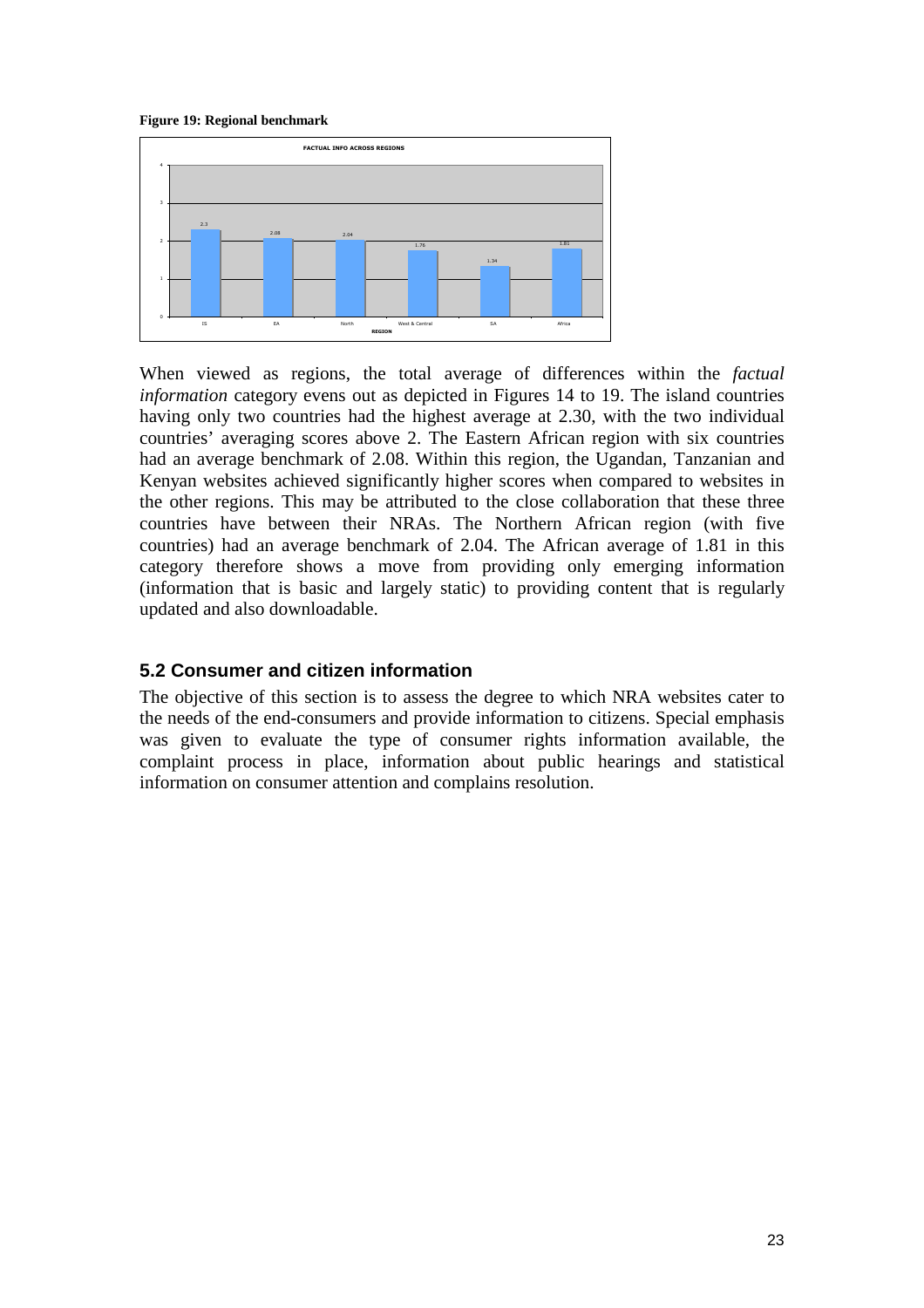**Figure 19: Regional benchmark**

FACTUAL INFO ACROSS REGIONS

4
3
2
1
0

2.3
2.08
2.04
1.76
1.34
1.81

IS
EA
North
West & Central
SA
Africa

REGION

When viewed as regions, the total average of differences within the *factual information* category evens out as depicted in Figures 14 to 19. The island countries having only two countries had the highest average at 2.30, with the two individual countries' averaging scores above 2. The Eastern African region with six countries had an average benchmark of 2.08. Within this region, the Ugandan, Tanzanian and Kenyan websites achieved significantly higher scores when compared to websites in the other regions. This may be attributed to the close collaboration that these three countries have between their NRAs. The Northern African region (with five countries) had an average benchmark of 2.04. The African average of 1.81 in this category therefore shows a move from providing only emerging information (information that is basic and largely static) to providing content that is regularly updated and also downloadable.

## 5.2 Consumer and citizen information

The objective of this section is to assess the degree to which NRA websites cater to the needs of the end-consumers and provide information to citizens. Special emphasis was given to evaluate the type of consumer rights information available, the complaint process in place, information about public hearings and statistical information on consumer attention and complains resolution.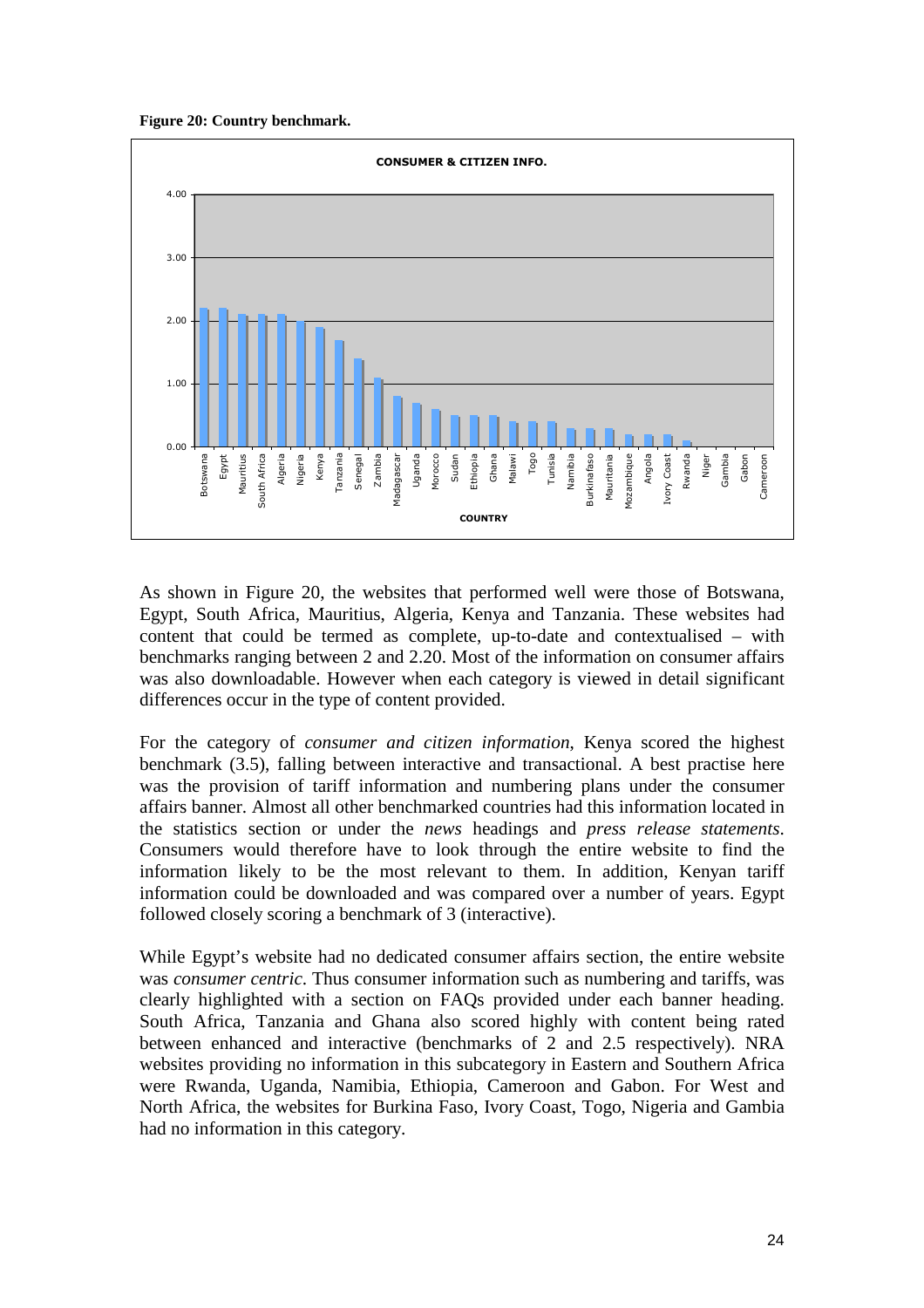**Figure 20: Country benchmark.**

CONSUMER & CITIZEN INFO.

4.00
3.00
2.00
1.00
0.00

Botswana, Egypt, Mauritius, South Africa, Algeria, Nigeria, Kenya, Tanzania, Senegal, Zambia, Madagascar, Uganda, Morocco, Sudan, Ethiopia, Ghana, Malawi, Togo, Tunisia, Namibia, Burkinafaso, Mauritania, Mozambique, Angola, Ivory Coast, Rwanda, Niger, Gambia, Gabon, Cameroon

COUNTRY

As shown in Figure 20, the websites that performed well were those of Botswana, Egypt, South Africa, Mauritius, Algeria, Kenya and Tanzania. These websites had content that could be termed as complete, up-to-date and contextualised – with benchmarks ranging between 2 and 2.20. Most of the information on consumer affairs was also downloadable. However when each category is viewed in detail significant differences occur in the type of content provided.

For the category of *consumer and citizen information*, Kenya scored the highest benchmark (3.5), falling between interactive and transactional. A best practise here was the provision of tariff information and numbering plans under the consumer affairs banner. Almost all other benchmarked countries had this information located in the statistics section or under the *news* headings and *press release statements*. Consumers would therefore have to look through the entire website to find the information likely to be the most relevant to them. In addition, Kenyan tariff information could be downloaded and was compared over a number of years. Egypt followed closely scoring a benchmark of 3 (interactive).

While Egypt's website had no dedicated consumer affairs section, the entire website was *consumer centric*. Thus consumer information such as numbering and tariffs, was clearly highlighted with a section on FAQs provided under each banner heading. South Africa, Tanzania and Ghana also scored highly with content being rated between enhanced and interactive (benchmarks of 2 and 2.5 respectively). NRA websites providing no information in this subcategory in Eastern and Southern Africa were Rwanda, Uganda, Namibia, Ethiopia, Cameroon and Gabon. For West and North Africa, the websites for Burkina Faso, Ivory Coast, Togo, Nigeria and Gambia had no information in this category.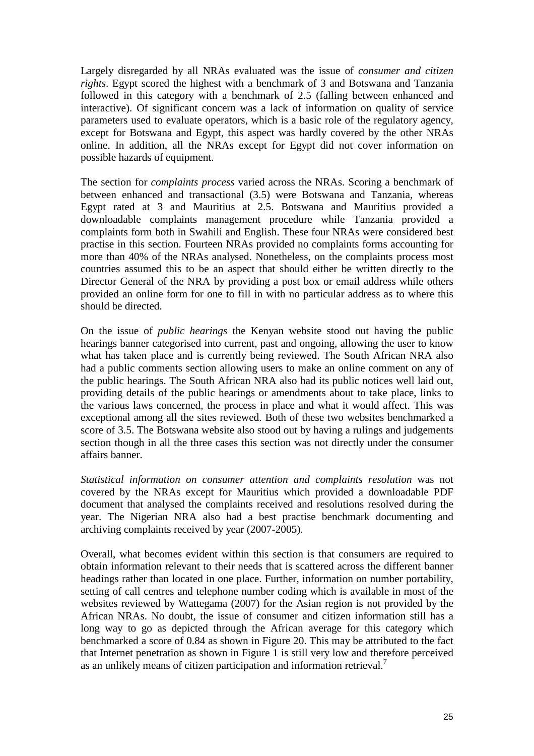Largely disregarded by all NRAs evaluated was the issue of *consumer and citizen rights*. Egypt scored the highest with a benchmark of 3 and Botswana and Tanzania followed in this category with a benchmark of 2.5 (falling between enhanced and interactive). Of significant concern was a lack of information on quality of service parameters used to evaluate operators, which is a basic role of the regulatory agency, except for Botswana and Egypt, this aspect was hardly covered by the other NRAs online. In addition, all the NRAs except for Egypt did not cover information on possible hazards of equipment.

The section for *complaints process* varied across the NRAs. Scoring a benchmark of between enhanced and transactional (3.5) were Botswana and Tanzania, whereas Egypt rated at 3 and Mauritius at 2.5. Botswana and Mauritius provided a downloadable complaints management procedure while Tanzania provided a complaints form both in Swahili and English. These four NRAs were considered best practise in this section. Fourteen NRAs provided no complaints forms accounting for more than 40% of the NRAs analysed. Nonetheless, on the complaints process most countries assumed this to be an aspect that should either be written directly to the Director General of the NRA by providing a post box or email address while others provided an online form for one to fill in with no particular address as to where this should be directed.

On the issue of *public hearings* the Kenyan website stood out having the public hearings banner categorised into current, past and ongoing, allowing the user to know what has taken place and is currently being reviewed. The South African NRA also had a public comments section allowing users to make an online comment on any of the public hearings. The South African NRA also had its public notices well laid out, providing details of the public hearings or amendments about to take place, links to the various laws concerned, the process in place and what it would affect. This was exceptional among all the sites reviewed. Both of these two websites benchmarked a score of 3.5. The Botswana website also stood out by having a rulings and judgements section though in all the three cases this section was not directly under the consumer affairs banner.

*Statistical information on consumer attention and complaints resolution* was not covered by the NRAs except for Mauritius which provided a downloadable PDF document that analysed the complaints received and resolutions resolved during the year. The Nigerian NRA also had a best practise benchmark documenting and archiving complaints received by year (2007-2005).

Overall, what becomes evident within this section is that consumers are required to obtain information relevant to their needs that is scattered across the different banner headings rather than located in one place. Further, information on number portability, setting of call centres and telephone number coding which is available in most of the websites reviewed by Wattegama (2007) for the Asian region is not provided by the African NRAs. No doubt, the issue of consumer and citizen information still has a long way to go as depicted through the African average for this category which benchmarked a score of 0.84 as shown in Figure 20. This may be attributed to the fact that Internet penetration as shown in Figure 1 is still very low and therefore perceived as an unlikely means of citizen participation and information retrieval.[7]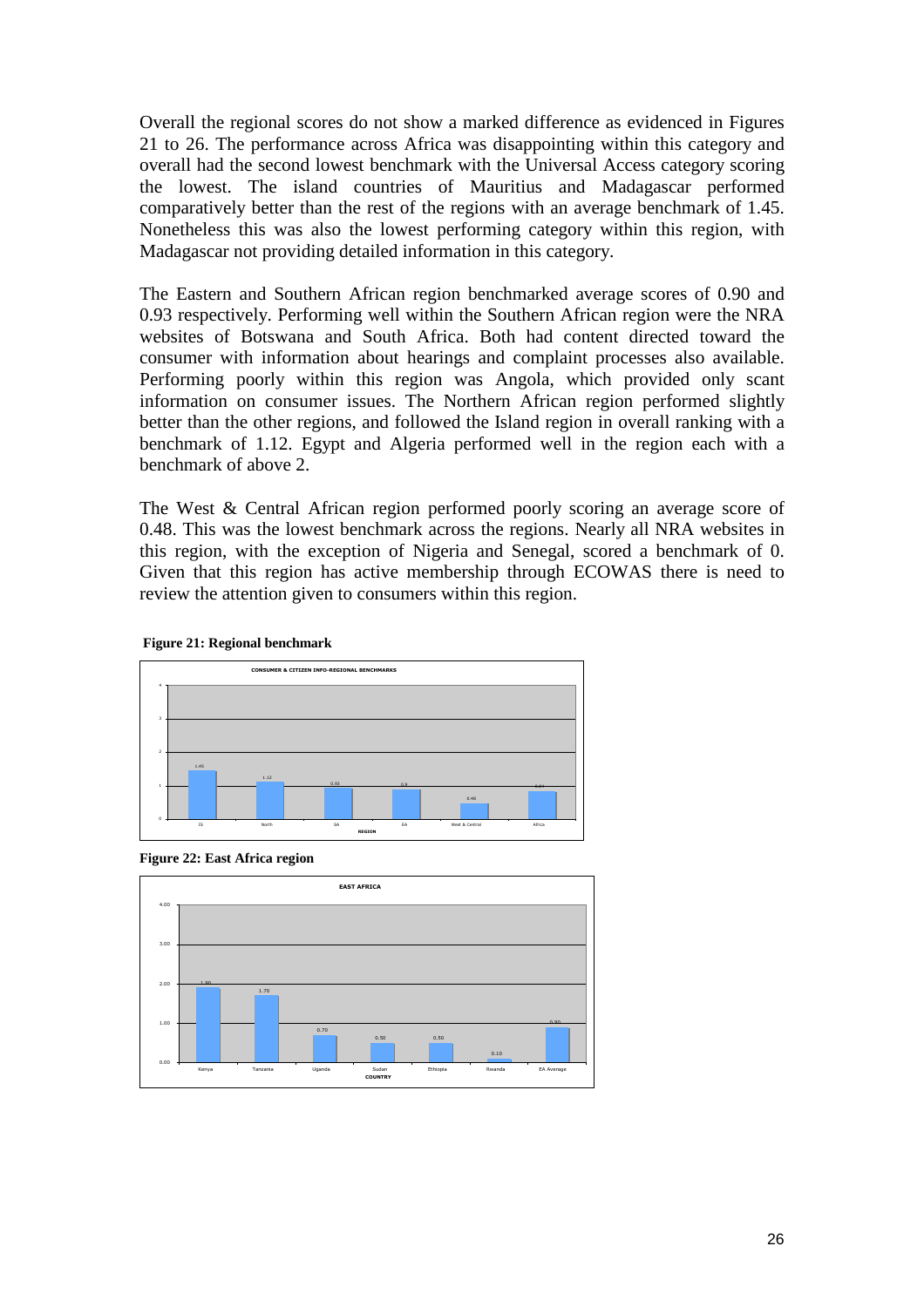Overall the regional scores do not show a marked difference as evidenced in Figures 21 to 26. The performance across Africa was disappointing within this category and overall had the second lowest benchmark with the Universal Access category scoring the lowest. The island countries of Mauritius and Madagascar performed comparatively better than the rest of the regions with an average benchmark of 1.45. Nonetheless this was also the lowest performing category within this region, with Madagascar not providing detailed information in this category.

The Eastern and Southern African region benchmarked average scores of 0.90 and 0.93 respectively. Performing well within the Southern African region were the NRA websites of Botswana and South Africa. Both had content directed toward the consumer with information about hearings and complaint processes also available. Performing poorly within this region was Angola, which provided only scant information on consumer issues. The Northern African region performed slightly better than the other regions, and followed the Island region in overall ranking with a benchmark of 1.12. Egypt and Algeria performed well in the region each with a benchmark of above 2.

The West & Central African region performed poorly scoring an average score of 0.48. This was the lowest benchmark across the regions. Nearly all NRA websites in this region, with the exception of Nigeria and Senegal, scored a benchmark of 0. Given that this region has active membership through ECOWAS there is need to review the attention given to consumers within this region.

**Figure 21: Regional benchmark**

CONSUMER & CITIZEN INFO-REGIONAL BENCHMARKS

4
3
2
1
0

1.45
1.12
0.93
0.9
0.48
0.84

IS
North
SA
EA
West & Central
Africa

REGION

**Figure 22: East Africa region**

EAST AFRICA

4.00
3.00
2.00
1.00
0.00

1.90
1.70
0.70
0.50
0.50
0.10
0.90

Kenya
Tanzania
Uganda
Sudan
Ethiopia
Rwanda
EA Average

COUNTRY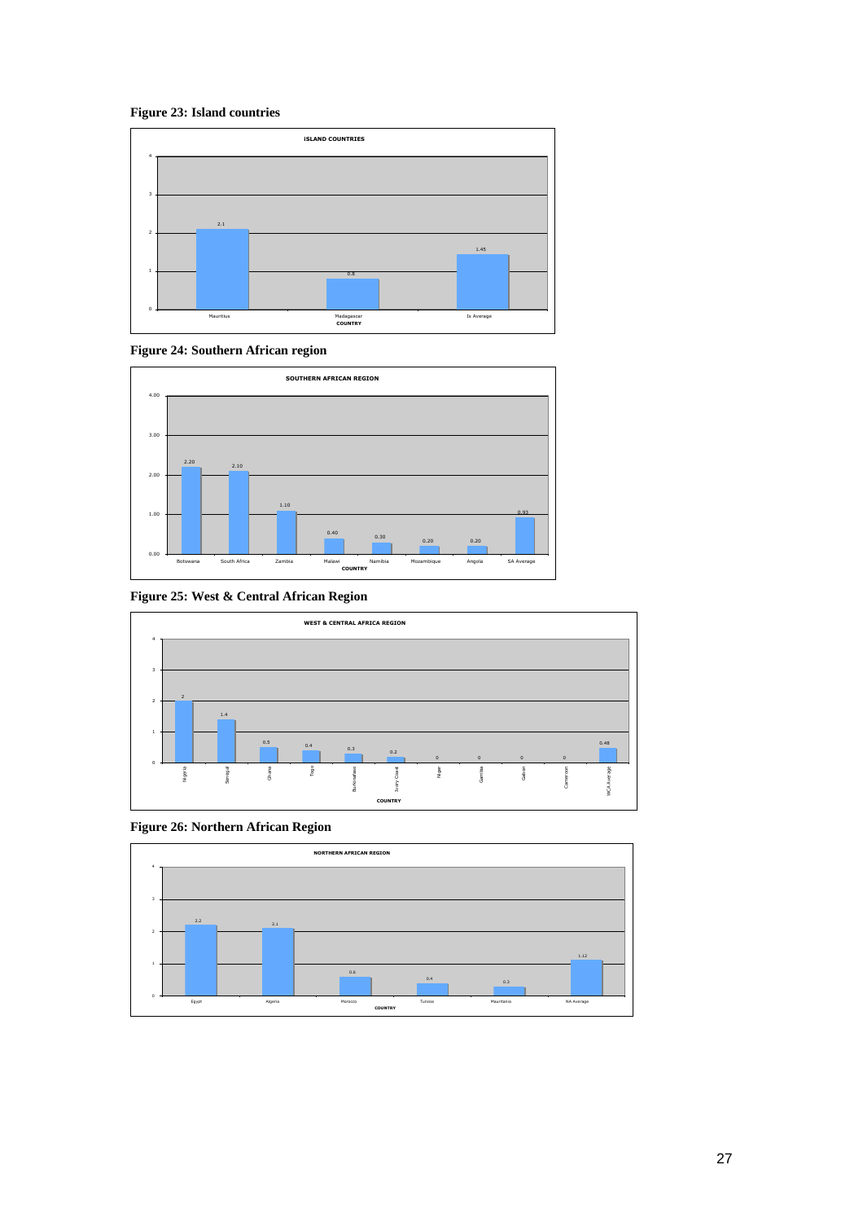**Figure 23: Island countries**

ISLAND COUNTRIES

4
3
2
1
0

2.1
0.8
1.45

Mauritius
Madagascar
Is Average

COUNTRY

**Figure 24: Southern African region**

SOUTHERN AFRICAN REGION

4.00
3.00
2.00
1.00
0.00

2.20
2.10
1.10
0.40
0.30
0.20
0.20
0.93

Botswana
South Africa
Zambia
Malawi
Namibia
Mozambique
Angola
SA Average

COUNTRY

**Figure 25: West & Central African Region**

WEST & CENTRAL AFRICA REGION

4
3
2
1
0

2
1.4
0.5
0.4
0.3
0.2
0
0
0
0
0.48

Nigeria
Senegal
Ghana
Togo
Burkinafaso
Ivory Coast
Niger
Gambia
Gabon
Cameroon
WCA Average

COUNTRY

**Figure 26: Northern African Region**

NORTHERN AFRICAN REGION

4
3
2
1
0

2.2
2.1
0.6
0.4
0.3
1.12

Egypt
Algeria
Morocco
Tunisia
Mauritania
NA Average

COUNTRY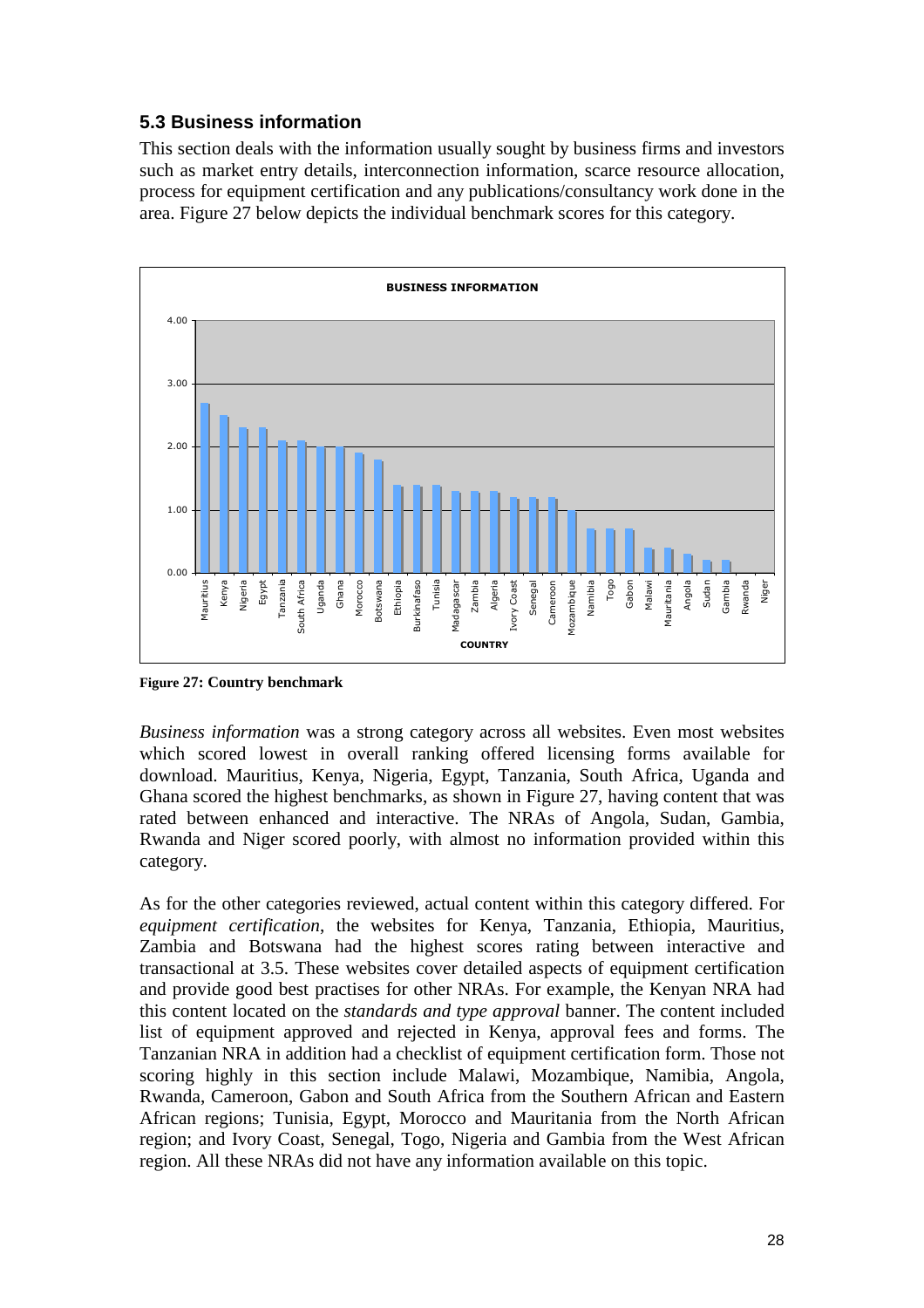### 5.3 Business information

This section deals with the information usually sought by business firms and investors such as market entry details, interconnection information, scarce resource allocation, process for equipment certification and any publications/consultancy work done in the area. Figure 27 below depicts the individual benchmark scores for this category.

BUSINESS INFORMATION

4.00
3.00
2.00
1.00
0.00

Mauritius
Kenya
Nigeria
Egypt
Tanzania
South Africa
Uganda
Ghana
Morocco
Botswana
Ethiopia
Burkinafaso
Tunisia
Madagascar
Zambia
Algeria
Ivory Coast
Senegal
Cameroon
Mozambique
Namibia
Togo
Gabon
Malawi
Mauritania
Angola
Sudan
Gambia
Rwanda
Niger

COUNTRY

**Figure 27: Country benchmark**

*Business information* was a strong category across all websites. Even most websites which scored lowest in overall ranking offered licensing forms available for download. Mauritius, Kenya, Nigeria, Egypt, Tanzania, South Africa, Uganda and Ghana scored the highest benchmarks, as shown in Figure 27, having content that was rated between enhanced and interactive. The NRAs of Angola, Sudan, Gambia, Rwanda and Niger scored poorly, with almost no information provided within this category.

As for the other categories reviewed, actual content within this category differed. For *equipment certification*, the websites for Kenya, Tanzania, Ethiopia, Mauritius, Zambia and Botswana had the highest scores rating between interactive and transactional at 3.5. These websites cover detailed aspects of equipment certification and provide good best practises for other NRAs. For example, the Kenyan NRA had this content located on the *standards and type approval* banner. The content included list of equipment approved and rejected in Kenya, approval fees and forms. The Tanzanian NRA in addition had a checklist of equipment certification form. Those not scoring highly in this section include Malawi, Mozambique, Namibia, Angola, Rwanda, Cameroon, Gabon and South Africa from the Southern African and Eastern African regions; Tunisia, Egypt, Morocco and Mauritania from the North African region; and Ivory Coast, Senegal, Togo, Nigeria and Gambia from the West African region. All these NRAs did not have any information available on this topic.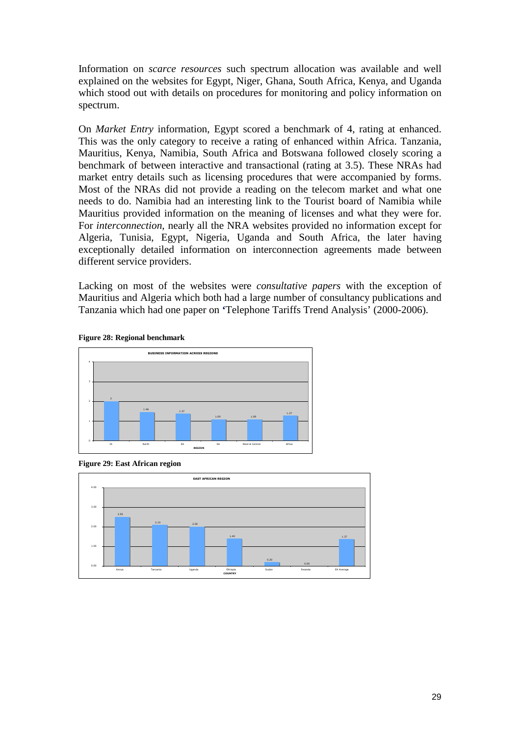Information on *scarce resources* such spectrum allocation was available and well explained on the websites for Egypt, Niger, Ghana, South Africa, Kenya, and Uganda which stood out with details on procedures for monitoring and policy information on spectrum.

On *Market Entry* information, Egypt scored a benchmark of 4, rating at enhanced. This was the only category to receive a rating of enhanced within Africa. Tanzania, Mauritius, Kenya, Namibia, South Africa and Botswana followed closely scoring a benchmark of between interactive and transactional (rating at 3.5). These NRAs had market entry details such as licensing procedures that were accompanied by forms. Most of the NRAs did not provide a reading on the telecom market and what one needs to do. Namibia had an interesting link to the Tourist board of Namibia while Mauritius provided information on the meaning of licenses and what they were for. For *interconnection*, nearly all the NRA websites provided no information except for Algeria, Tunisia, Egypt, Nigeria, Uganda and South Africa, the later having exceptionally detailed information on interconnection agreements made between different service providers.

Lacking on most of the websites were *consultative papers* with the exception of Mauritius and Algeria which both had a large number of consultancy publications and Tanzania which had one paper on 'Telephone Tariffs Trend Analysis' (2000-2006).

**Figure 28: Regional benchmark**

BUSINESS INFORMATION ACROSS REGIONS

| REGION | Value |
|---|---|
| IS | 2 |
| North | 1.46 |
| EA | 1.37 |
| SA | 1.09 |
| West & Central | 1.09 |
| Africa | 1.27 |

**Figure 29: East African region**

EAST AFRICAN REGION

| COUNTRY | Value |
|---|---|
| Kenya | 2.50 |
| Tanzania | 2.10 |
| Uganda | 2.00 |
| Ethiopia | 1.40 |
| Sudan | 0.20 |
| Rwanda | 0.00 |
| EA Average | 1.37 |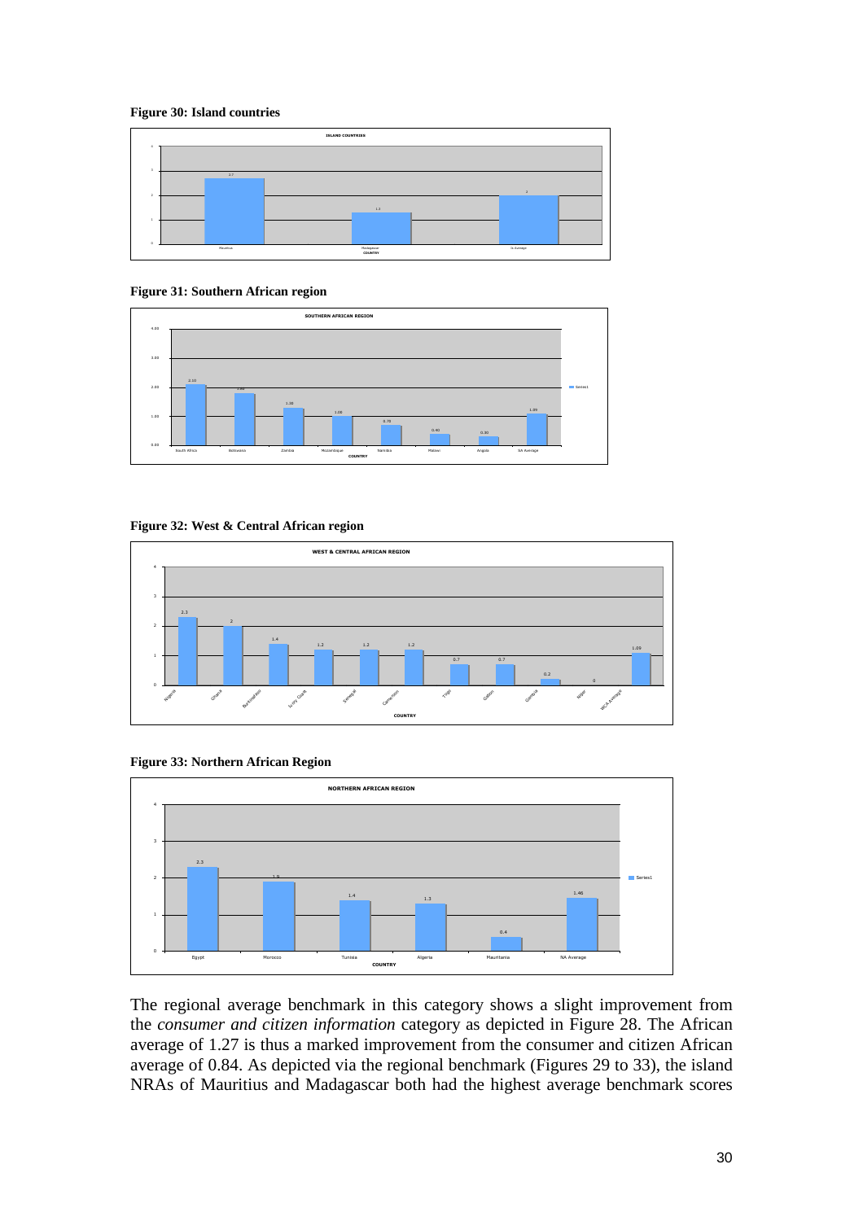**Figure 30: Island countries**

ISLAND COUNTRIES

4
3
2
1
0

2.7
1.3
2

Mauritius
Madagascar
Is Average

COUNTRY

**Figure 31: Southern African region**

SOUTHERN AFRICAN REGION

4.00
3.00
2.00
1.00
0.00

2.10
1.80
1.30
1.00
0.70
0.40
0.30
1.09

South Africa
Botswana
Zambia
Mozambique
Namibia
Malawi
Angola
SA Average

COUNTRY

Series1

**Figure 32: West & Central African region**

WEST & CENTRAL AFRICAN REGION

4
3
2
1
0

2.3
2
1.4
1.2
1.2
1.2
0.7
0.7
0.2
0
1.09

Nigeria
Ghana
Burkinafaso
Ivory Coast
Senegal
Cameroon
Togo
Gabon
Gambia
Niger
WCA Average

COUNTRY

**Figure 33: Northern African Region**

NORTHERN AFRICAN REGION

4
3
2
1
0

2.3
1.9
1.4
1.3
0.4
1.46

Egypt
Morocco
Tunisia
Algeria
Mauritania
NA Average

COUNTRY

Series1

The regional average benchmark in this category shows a slight improvement from the *consumer and citizen information* category as depicted in Figure 28. The African average of 1.27 is thus a marked improvement from the consumer and citizen African average of 0.84. As depicted via the regional benchmark (Figures 29 to 33), the island NRAs of Mauritius and Madagascar both had the highest average benchmark scores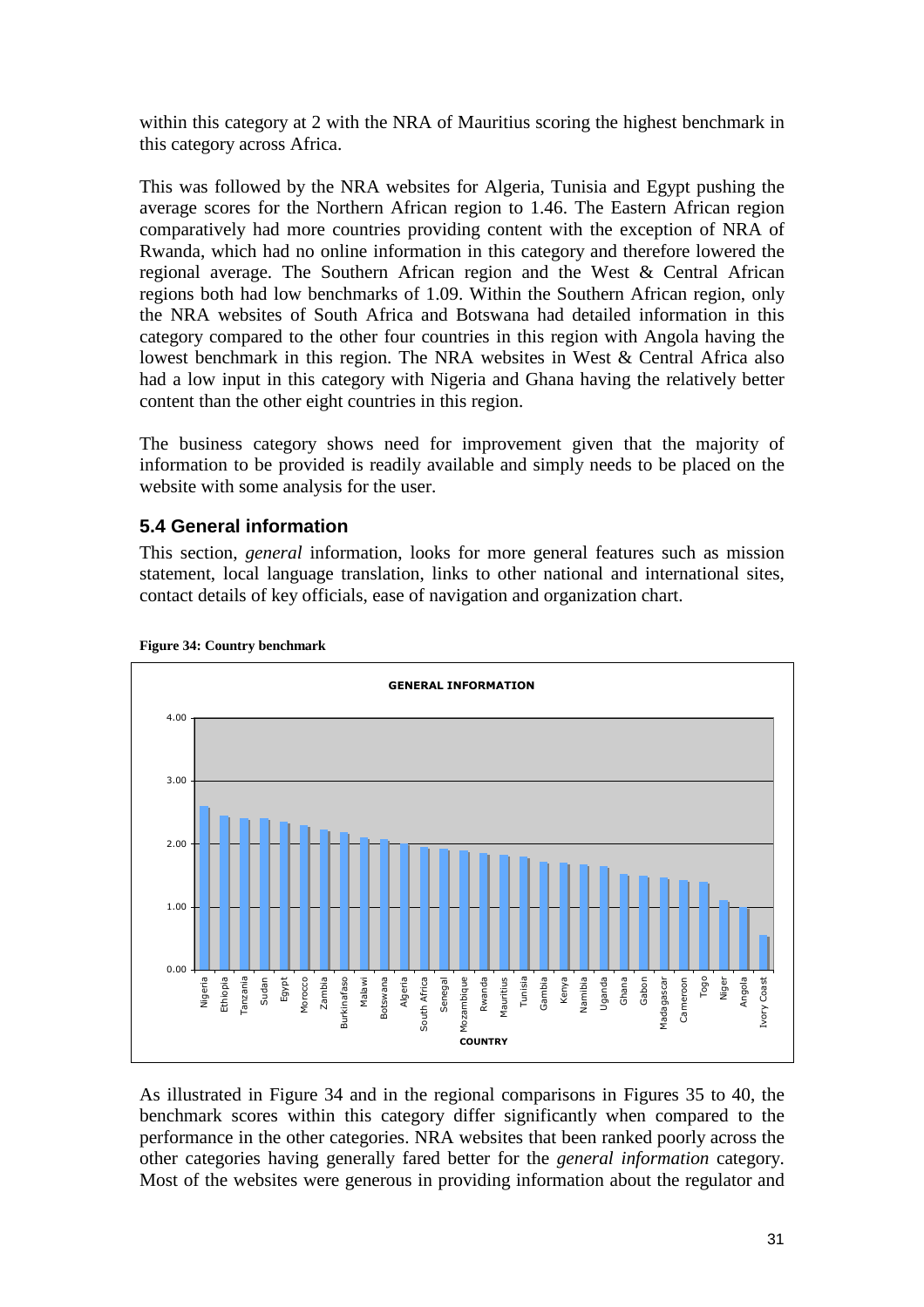within this category at 2 with the NRA of Mauritius scoring the highest benchmark in this category across Africa.

This was followed by the NRA websites for Algeria, Tunisia and Egypt pushing the average scores for the Northern African region to 1.46. The Eastern African region comparatively had more countries providing content with the exception of NRA of Rwanda, which had no online information in this category and therefore lowered the regional average. The Southern African region and the West & Central African regions both had low benchmarks of 1.09. Within the Southern African region, only the NRA websites of South Africa and Botswana had detailed information in this category compared to the other four countries in this region with Angola having the lowest benchmark in this region. The NRA websites in West & Central Africa also had a low input in this category with Nigeria and Ghana having the relatively better content than the other eight countries in this region.

The business category shows need for improvement given that the majority of information to be provided is readily available and simply needs to be placed on the website with some analysis for the user.

### 5.4 General information

This section, *general* information, looks for more general features such as mission statement, local language translation, links to other national and international sites, contact details of key officials, ease of navigation and organization chart.

**Figure 34: Country benchmark**

GENERAL INFORMATION

4.00
3.00
2.00
1.00
0.00

Nigeria, Ethiopia, Tanzania, Sudan, Egypt, Morocco, Zambia, Burkinafaso, Malawi, Botswana, Algeria, South Africa, Senegal, Mozambique, Rwanda, Mauritius, Tunisia, Gambia, Kenya, Namibia, Uganda, Ghana, Gabon, Madagascar, Cameroon, Togo, Niger, Angola, Ivory Coast

COUNTRY

As illustrated in Figure 34 and in the regional comparisons in Figures 35 to 40, the benchmark scores within this category differ significantly when compared to the performance in the other categories. NRA websites that been ranked poorly across the other categories having generally fared better for the *general information* category. Most of the websites were generous in providing information about the regulator and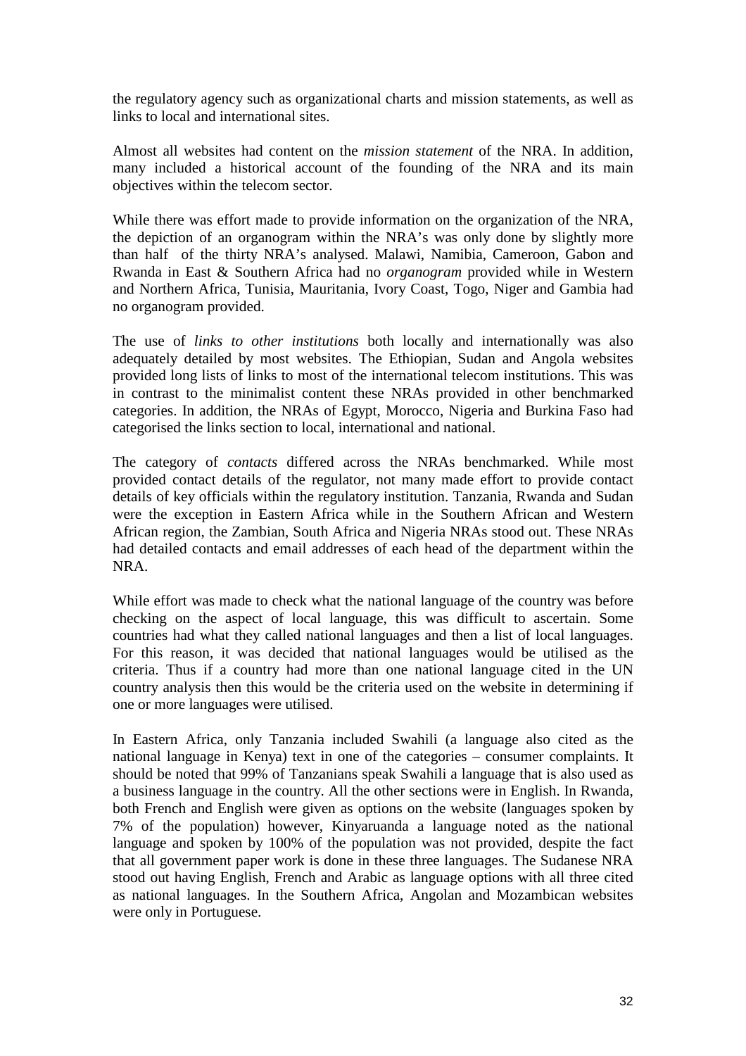the regulatory agency such as organizational charts and mission statements, as well as links to local and international sites.

Almost all websites had content on the *mission statement* of the NRA. In addition, many included a historical account of the founding of the NRA and its main objectives within the telecom sector.

While there was effort made to provide information on the organization of the NRA, the depiction of an organogram within the NRA's was only done by slightly more than half of the thirty NRA's analysed. Malawi, Namibia, Cameroon, Gabon and Rwanda in East & Southern Africa had no *organogram* provided while in Western and Northern Africa, Tunisia, Mauritania, Ivory Coast, Togo, Niger and Gambia had no organogram provided.

The use of *links to other institutions* both locally and internationally was also adequately detailed by most websites. The Ethiopian, Sudan and Angola websites provided long lists of links to most of the international telecom institutions. This was in contrast to the minimalist content these NRAs provided in other benchmarked categories. In addition, the NRAs of Egypt, Morocco, Nigeria and Burkina Faso had categorised the links section to local, international and national.

The category of *contacts* differed across the NRAs benchmarked. While most provided contact details of the regulator, not many made effort to provide contact details of key officials within the regulatory institution. Tanzania, Rwanda and Sudan were the exception in Eastern Africa while in the Southern African and Western African region, the Zambian, South Africa and Nigeria NRAs stood out. These NRAs had detailed contacts and email addresses of each head of the department within the NRA.

While effort was made to check what the national language of the country was before checking on the aspect of local language, this was difficult to ascertain. Some countries had what they called national languages and then a list of local languages. For this reason, it was decided that national languages would be utilised as the criteria. Thus if a country had more than one national language cited in the UN country analysis then this would be the criteria used on the website in determining if one or more languages were utilised.

In Eastern Africa, only Tanzania included Swahili (a language also cited as the national language in Kenya) text in one of the categories – consumer complaints. It should be noted that 99% of Tanzanians speak Swahili a language that is also used as a business language in the country. All the other sections were in English. In Rwanda, both French and English were given as options on the website (languages spoken by 7% of the population) however, Kinyaruanda a language noted as the national language and spoken by 100% of the population was not provided, despite the fact that all government paper work is done in these three languages. The Sudanese NRA stood out having English, French and Arabic as language options with all three cited as national languages. In the Southern Africa, Angolan and Mozambican websites were only in Portuguese.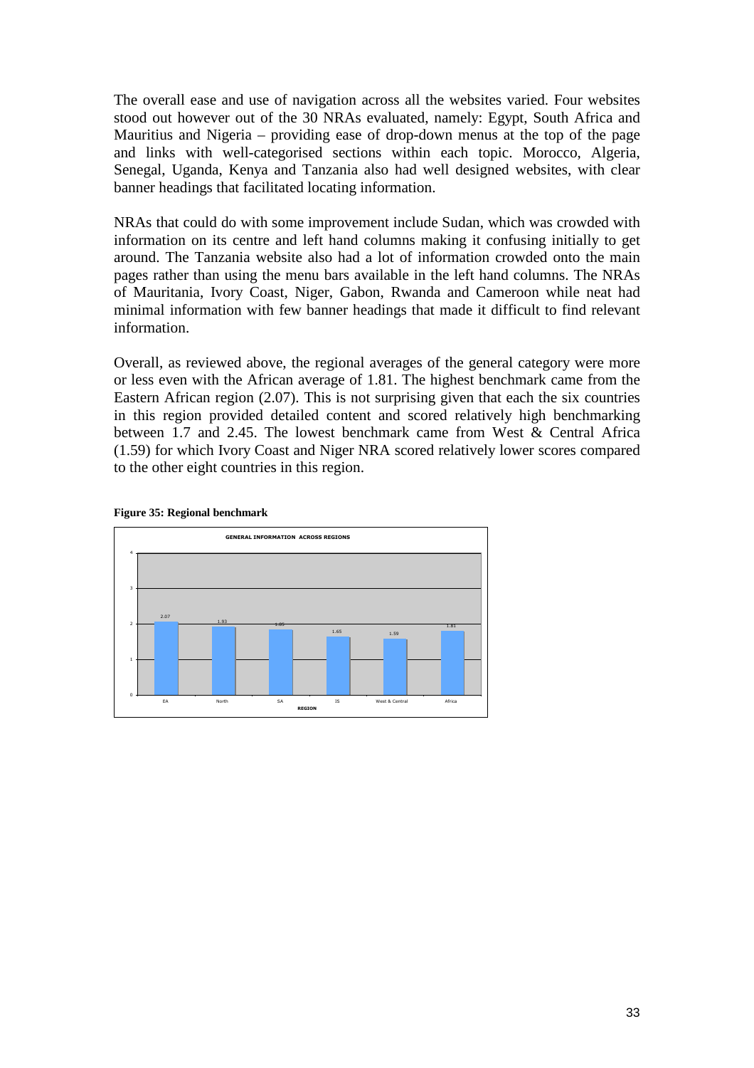The overall ease and use of navigation across all the websites varied. Four websites stood out however out of the 30 NRAs evaluated, namely: Egypt, South Africa and Mauritius and Nigeria – providing ease of drop-down menus at the top of the page and links with well-categorised sections within each topic. Morocco, Algeria, Senegal, Uganda, Kenya and Tanzania also had well designed websites, with clear banner headings that facilitated locating information.

NRAs that could do with some improvement include Sudan, which was crowded with information on its centre and left hand columns making it confusing initially to get around. The Tanzania website also had a lot of information crowded onto the main pages rather than using the menu bars available in the left hand columns. The NRAs of Mauritania, Ivory Coast, Niger, Gabon, Rwanda and Cameroon while neat had minimal information with few banner headings that made it difficult to find relevant information.

Overall, as reviewed above, the regional averages of the general category were more or less even with the African average of 1.81. The highest benchmark came from the Eastern African region (2.07). This is not surprising given that each the six countries in this region provided detailed content and scored relatively high benchmarking between 1.7 and 2.45. The lowest benchmark came from West & Central Africa (1.59) for which Ivory Coast and Niger NRA scored relatively lower scores compared to the other eight countries in this region.

**Figure 35: Regional benchmark**

GENERAL INFORMATION ACROSS REGIONS

4
3
2
1
0

2.07
1.93
1.85
1.65
1.59
1.81

EA
North
SA
IS
West & Central
Africa

REGION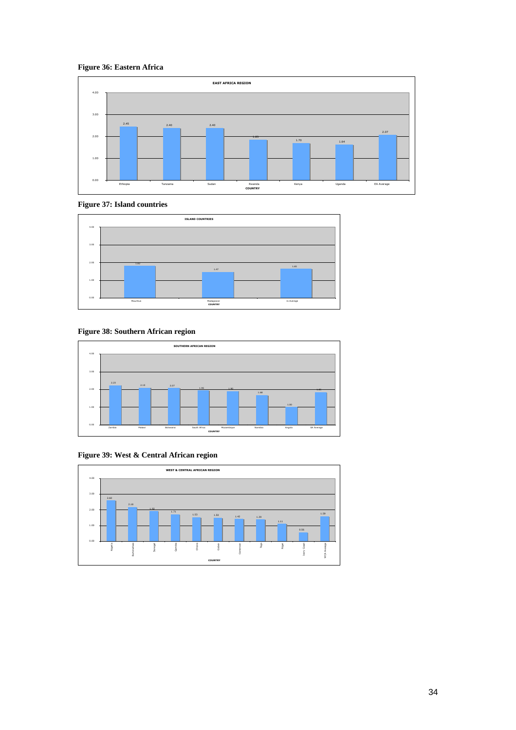**Figure 36: Eastern Africa**

EAST AFRICA REGION

4.00
3.00
2.00
1.00
0.00

2.45
2.40
2.40
1.85
1.70
1.64
2.07

Ethiopia
Tanzania
Sudan
Rwanda
Kenya
Uganda
EA Average

COUNTRY

**Figure 37: Island countries**

ISLAND COUNTRIES

4.00
3.00
2.00
1.00
0.00

1.82
1.47
1.65

Mauritius
Madagascar
Is Average

COUNTRY

**Figure 38: Southern African region**

SOUTHERN AFRICAN REGION

4.00
3.00
2.00
1.00
0.00

2.23
2.10
2.07
1.95
1.90
1.68
1.00
1.85

Zambia
Malawi
Botswana
South Africa
Mozambique
Namibia
Angola
SA Average

COUNTRY

**Figure 39: West & Central African region**

WEST & CENTRAL AFRICAN REGION

4.00
3.00
2.00
1.00
0.00

2.60
2.18
1.92
1.71
1.53
1.50
1.42
1.39
1.11
0.56
1.58

Nigeria
Burkinafaso
Senegal
Gambia
Ghana
Gabon
Cameroon
Togo
Niger
Ivory Coast
WCA Average

COUNTRY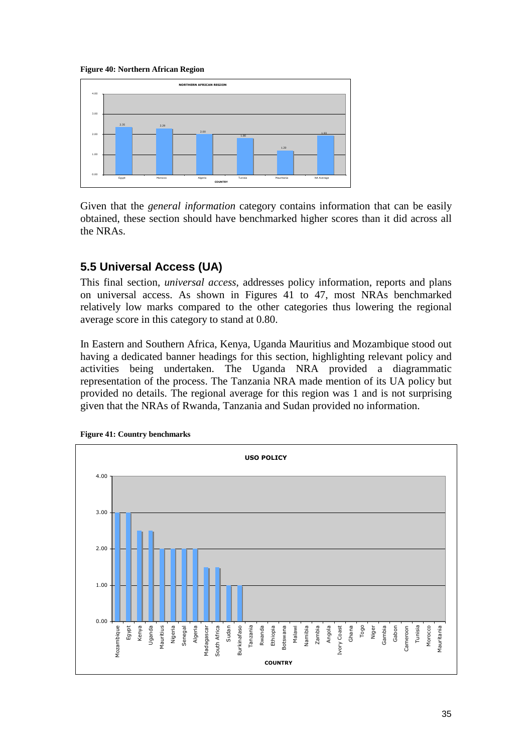**Figure 40: Northern African Region**

NORTHERN AFRICAN REGION

4.00
3.00
2.00
1.00
0.00

2.35
2.29
2.00
1.80
1.20
1.93

Egypt
Morocco
Algeria
Tunisia
Mauritania
NA Average

COUNTRY

Given that the *general information* category contains information that can be easily obtained, these section should have benchmarked higher scores than it did across all the NRAs.

## 5.5 Universal Access (UA)

This final section, *universal access*, addresses policy information, reports and plans on universal access. As shown in Figures 41 to 47, most NRAs benchmarked relatively low marks compared to the other categories thus lowering the regional average score in this category to stand at 0.80.

In Eastern and Southern Africa, Kenya, Uganda Mauritius and Mozambique stood out having a dedicated banner headings for this section, highlighting relevant policy and activities being undertaken. The Uganda NRA provided a diagrammatic representation of the process. The Tanzania NRA made mention of its UA policy but provided no details. The regional average for this region was 1 and is not surprising given that the NRAs of Rwanda, Tanzania and Sudan provided no information.

**Figure 41: Country benchmarks**

USO POLICY

4.00
3.00
2.00
1.00
0.00

Mozambique
Egypt
Kenya
Uganda
Mauritius
Nigeria
Senegal
Algeria
Madagascar
South Africa
Sudan
Burkinafaso
Tanzania
Rwanda
Ethiopia
Botswana
Malawi
Namibia
Zambia
Angola
Ivory Coast
Ghana
Togo
Niger
Gambia
Gabon
Cameroon
Tunisia
Morocco
Mauritania

COUNTRY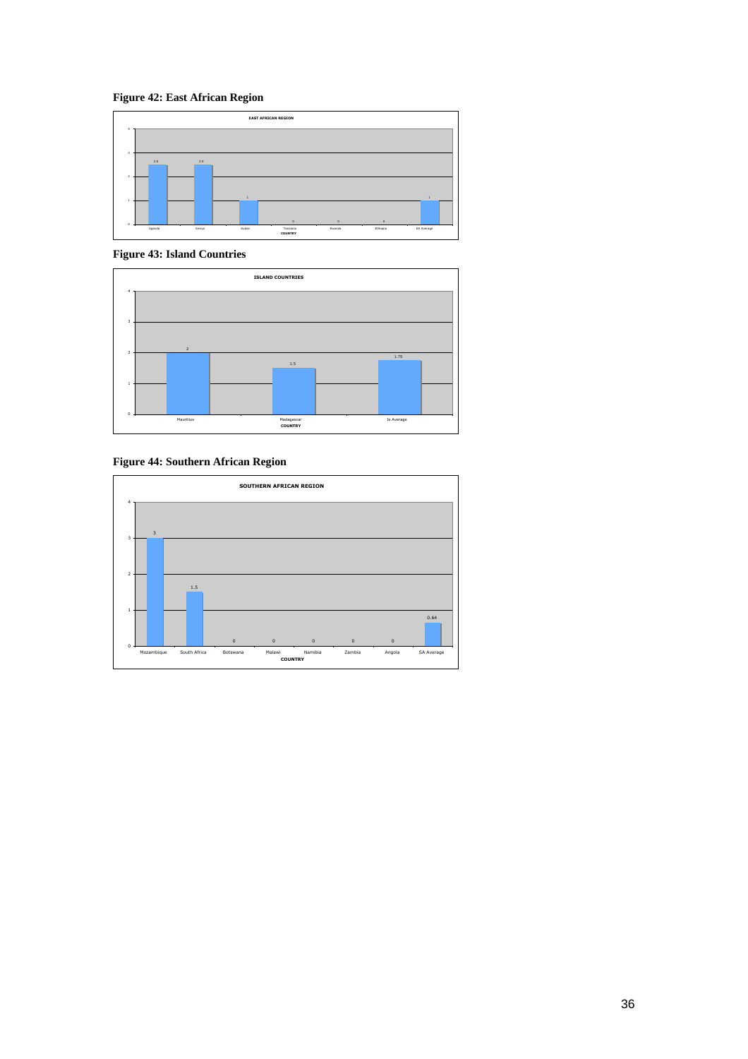**Figure 42: East African Region**

EAST AFRICAN REGION

4
3
2
1
0

2.5
2.5
1
0
0
0
1

Uganda
Kenya
Sudan
Tanzania
Rwanda
Ethiopia
EA Average

COUNTRY

**Figure 43: Island Countries**

ISLAND COUNTRIES

4
3
2
1
0

2
1.5
1.75

Mauritius
Madagascar
Is Average

COUNTRY

**Figure 44: Southern African Region**

SOUTHERN AFRICAN REGION

4
3
2
1
0

3
1.5
0
0
0
0
0
0.64

Mozambique
South Africa
Botswana
Malawi
Namibia
Zambia
Angola
SA Average

COUNTRY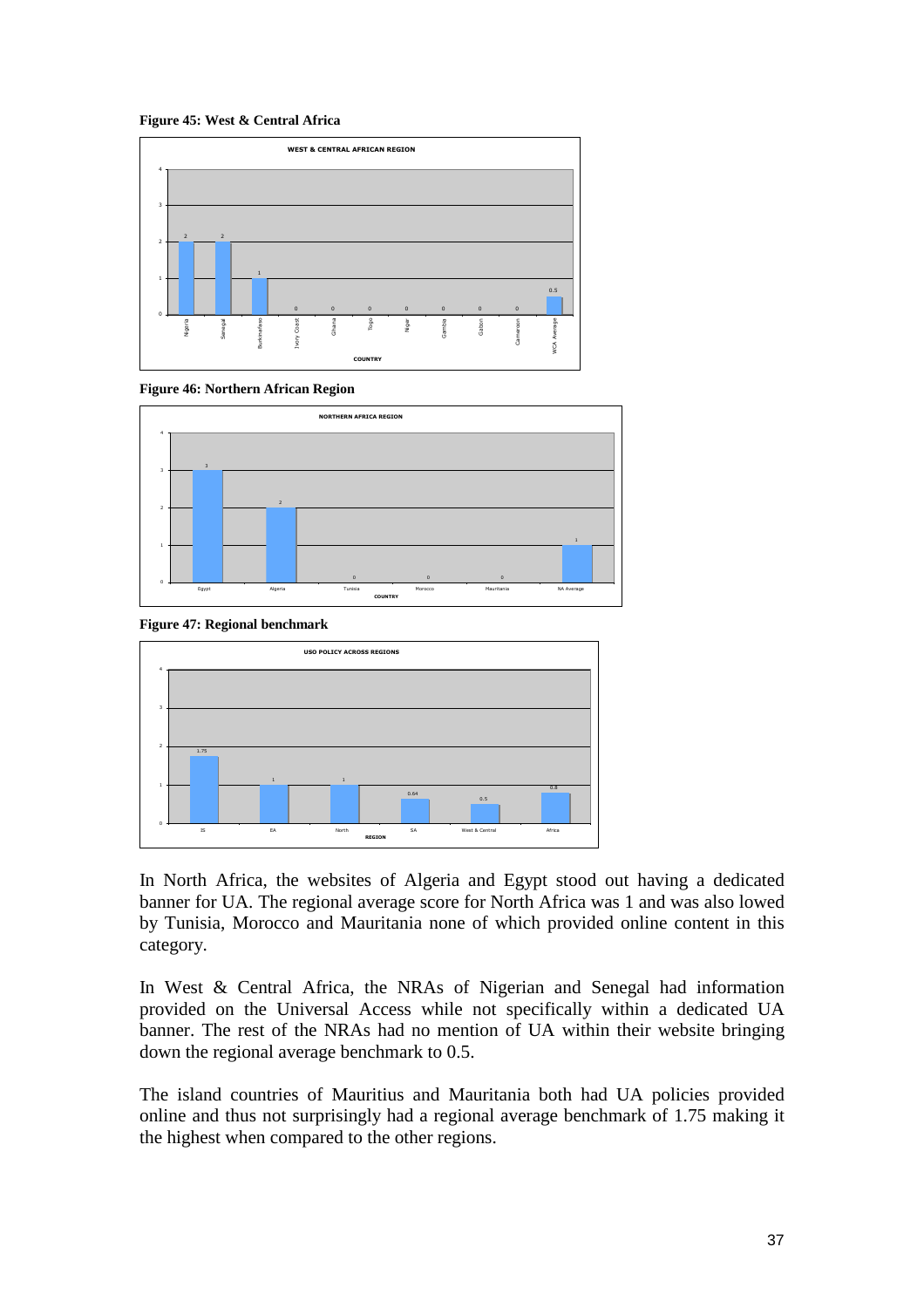**Figure 45: West & Central Africa**

WEST & CENTRAL AFRICAN REGION

4
3
2
1
0

2 2 1 0 0 0 0 0 0 0 0.5

Nigeria Senegal Burkinafaso Ivory Coast Ghana Togo Niger Gambia Gabon Cameroon WCA Average

COUNTRY

**Figure 46: Northern African Region**

NORTHERN AFRICA REGION

4
3
2
1
0

3 2 0 0 0 1

Egypt Algeria Tunisia Morocco Mauritania NA Average

COUNTRY

**Figure 47: Regional benchmark**

USO POLICY ACROSS REGIONS

4
3
2
1
0

1.75 1 1 0.64 0.5 0.8

IS EA North SA West & Central Africa

REGION

In North Africa, the websites of Algeria and Egypt stood out having a dedicated banner for UA. The regional average score for North Africa was 1 and was also lowed by Tunisia, Morocco and Mauritania none of which provided online content in this category.

In West & Central Africa, the NRAs of Nigerian and Senegal had information provided on the Universal Access while not specifically within a dedicated UA banner. The rest of the NRAs had no mention of UA within their website bringing down the regional average benchmark to 0.5.

The island countries of Mauritius and Mauritania both had UA policies provided online and thus not surprisingly had a regional average benchmark of 1.75 making it the highest when compared to the other regions.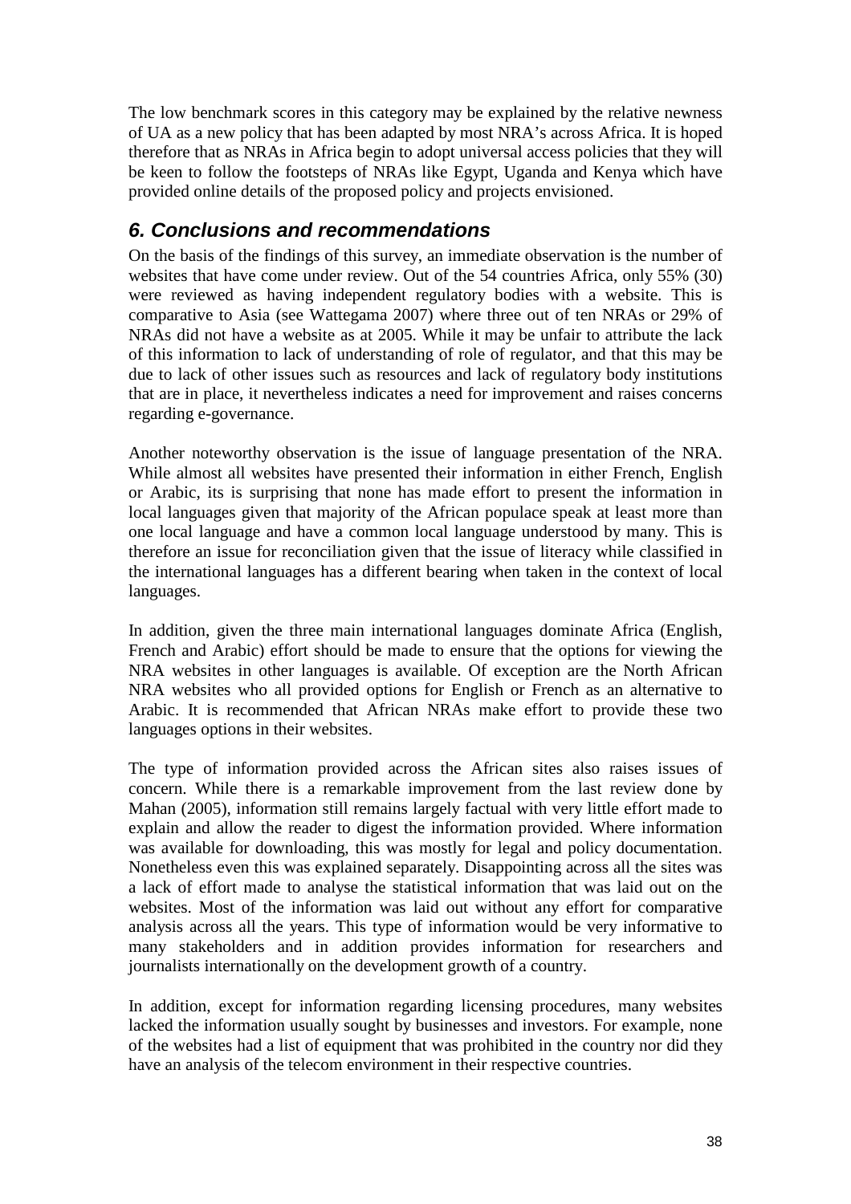The low benchmark scores in this category may be explained by the relative newness of UA as a new policy that has been adapted by most NRA's across Africa. It is hoped therefore that as NRAs in Africa begin to adopt universal access policies that they will be keen to follow the footsteps of NRAs like Egypt, Uganda and Kenya which have provided online details of the proposed policy and projects envisioned.

## *6. Conclusions and recommendations*

On the basis of the findings of this survey, an immediate observation is the number of websites that have come under review. Out of the 54 countries Africa, only 55% (30) were reviewed as having independent regulatory bodies with a website. This is comparative to Asia (see Wattegama 2007) where three out of ten NRAs or 29% of NRAs did not have a website as at 2005. While it may be unfair to attribute the lack of this information to lack of understanding of role of regulator, and that this may be due to lack of other issues such as resources and lack of regulatory body institutions that are in place, it nevertheless indicates a need for improvement and raises concerns regarding e-governance.

Another noteworthy observation is the issue of language presentation of the NRA. While almost all websites have presented their information in either French, English or Arabic, its is surprising that none has made effort to present the information in local languages given that majority of the African populace speak at least more than one local language and have a common local language understood by many. This is therefore an issue for reconciliation given that the issue of literacy while classified in the international languages has a different bearing when taken in the context of local languages.

In addition, given the three main international languages dominate Africa (English, French and Arabic) effort should be made to ensure that the options for viewing the NRA websites in other languages is available. Of exception are the North African NRA websites who all provided options for English or French as an alternative to Arabic. It is recommended that African NRAs make effort to provide these two languages options in their websites.

The type of information provided across the African sites also raises issues of concern. While there is a remarkable improvement from the last review done by Mahan (2005), information still remains largely factual with very little effort made to explain and allow the reader to digest the information provided. Where information was available for downloading, this was mostly for legal and policy documentation. Nonetheless even this was explained separately. Disappointing across all the sites was a lack of effort made to analyse the statistical information that was laid out on the websites. Most of the information was laid out without any effort for comparative analysis across all the years. This type of information would be very informative to many stakeholders and in addition provides information for researchers and journalists internationally on the development growth of a country.

In addition, except for information regarding licensing procedures, many websites lacked the information usually sought by businesses and investors. For example, none of the websites had a list of equipment that was prohibited in the country nor did they have an analysis of the telecom environment in their respective countries.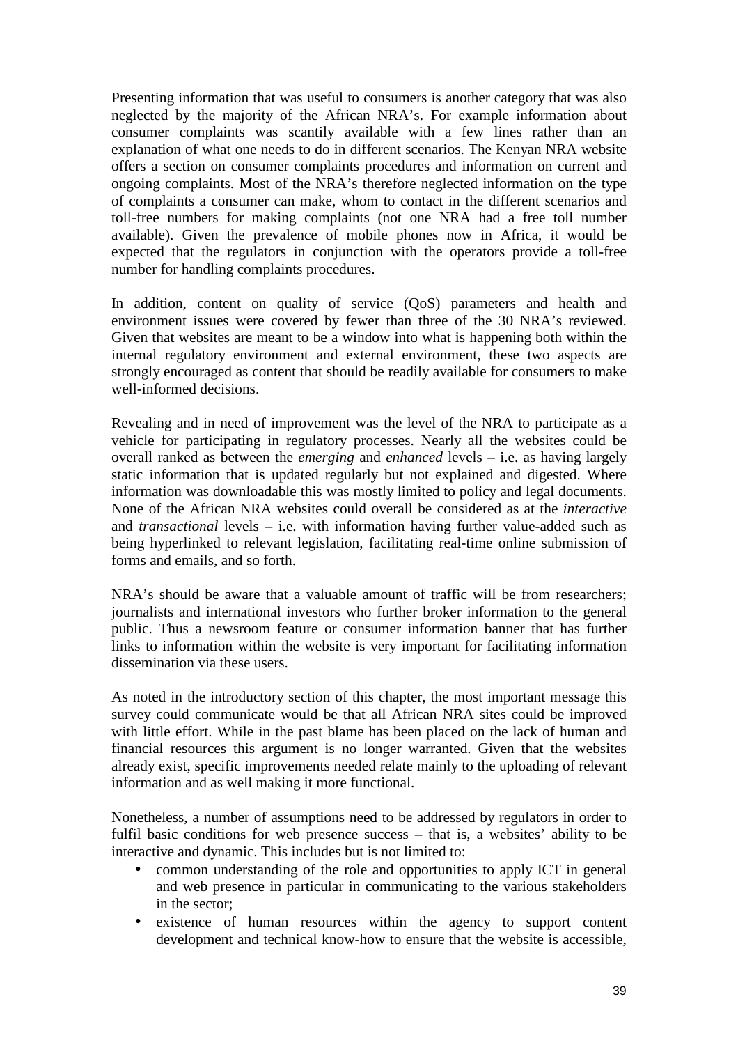Presenting information that was useful to consumers is another category that was also neglected by the majority of the African NRA's. For example information about consumer complaints was scantily available with a few lines rather than an explanation of what one needs to do in different scenarios. The Kenyan NRA website offers a section on consumer complaints procedures and information on current and ongoing complaints. Most of the NRA's therefore neglected information on the type of complaints a consumer can make, whom to contact in the different scenarios and toll-free numbers for making complaints (not one NRA had a free toll number available). Given the prevalence of mobile phones now in Africa, it would be expected that the regulators in conjunction with the operators provide a toll-free number for handling complaints procedures.

In addition, content on quality of service (QoS) parameters and health and environment issues were covered by fewer than three of the 30 NRA's reviewed. Given that websites are meant to be a window into what is happening both within the internal regulatory environment and external environment, these two aspects are strongly encouraged as content that should be readily available for consumers to make well-informed decisions.

Revealing and in need of improvement was the level of the NRA to participate as a vehicle for participating in regulatory processes. Nearly all the websites could be overall ranked as between the *emerging* and *enhanced* levels – i.e. as having largely static information that is updated regularly but not explained and digested. Where information was downloadable this was mostly limited to policy and legal documents. None of the African NRA websites could overall be considered as at the *interactive* and *transactional* levels – i.e. with information having further value-added such as being hyperlinked to relevant legislation, facilitating real-time online submission of forms and emails, and so forth.

NRA's should be aware that a valuable amount of traffic will be from researchers; journalists and international investors who further broker information to the general public. Thus a newsroom feature or consumer information banner that has further links to information within the website is very important for facilitating information dissemination via these users.

As noted in the introductory section of this chapter, the most important message this survey could communicate would be that all African NRA sites could be improved with little effort. While in the past blame has been placed on the lack of human and financial resources this argument is no longer warranted. Given that the websites already exist, specific improvements needed relate mainly to the uploading of relevant information and as well making it more functional.

Nonetheless, a number of assumptions need to be addressed by regulators in order to fulfil basic conditions for web presence success – that is, a websites' ability to be interactive and dynamic. This includes but is not limited to:

- common understanding of the role and opportunities to apply ICT in general and web presence in particular in communicating to the various stakeholders in the sector;
- existence of human resources within the agency to support content development and technical know-how to ensure that the website is accessible,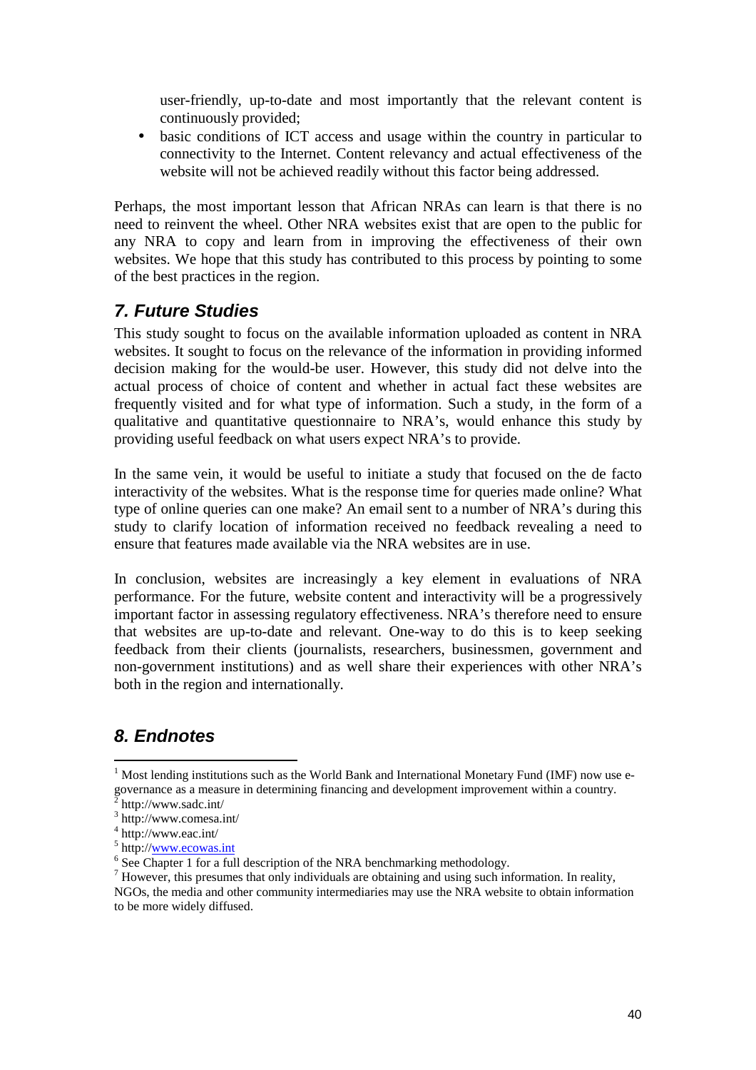user-friendly, up-to-date and most importantly that the relevant content is continuously provided;

- basic conditions of ICT access and usage within the country in particular to connectivity to the Internet. Content relevancy and actual effectiveness of the website will not be achieved readily without this factor being addressed.

Perhaps, the most important lesson that African NRAs can learn is that there is no need to reinvent the wheel. Other NRA websites exist that are open to the public for any NRA to copy and learn from in improving the effectiveness of their own websites. We hope that this study has contributed to this process by pointing to some of the best practices in the region.

## *7. Future Studies*

This study sought to focus on the available information uploaded as content in NRA websites. It sought to focus on the relevance of the information in providing informed decision making for the would-be user. However, this study did not delve into the actual process of choice of content and whether in actual fact these websites are frequently visited and for what type of information. Such a study, in the form of a qualitative and quantitative questionnaire to NRA's, would enhance this study by providing useful feedback on what users expect NRA's to provide.

In the same vein, it would be useful to initiate a study that focused on the de facto interactivity of the websites. What is the response time for queries made online? What type of online queries can one make? An email sent to a number of NRA's during this study to clarify location of information received no feedback revealing a need to ensure that features made available via the NRA websites are in use.

In conclusion, websites are increasingly a key element in evaluations of NRA performance. For the future, website content and interactivity will be a progressively important factor in assessing regulatory effectiveness. NRA's therefore need to ensure that websites are up-to-date and relevant. One-way to do this is to keep seeking feedback from their clients (journalists, researchers, businessmen, government and non-government institutions) and as well share their experiences with other NRA's both in the region and internationally.

## *8. Endnotes*

[1] Most lending institutions such as the World Bank and International Monetary Fund (IMF) now use e-governance as a measure in determining financing and development improvement within a country.

[2] http://www.sadc.int/

[3] http://www.comesa.int/

[4] http://www.eac.int/

[5] http://www.ecowas.int

[6] See Chapter 1 for a full description of the NRA benchmarking methodology.

[7] However, this presumes that only individuals are obtaining and using such information. In reality, NGOs, the media and other community intermediaries may use the NRA website to obtain information to be more widely diffused.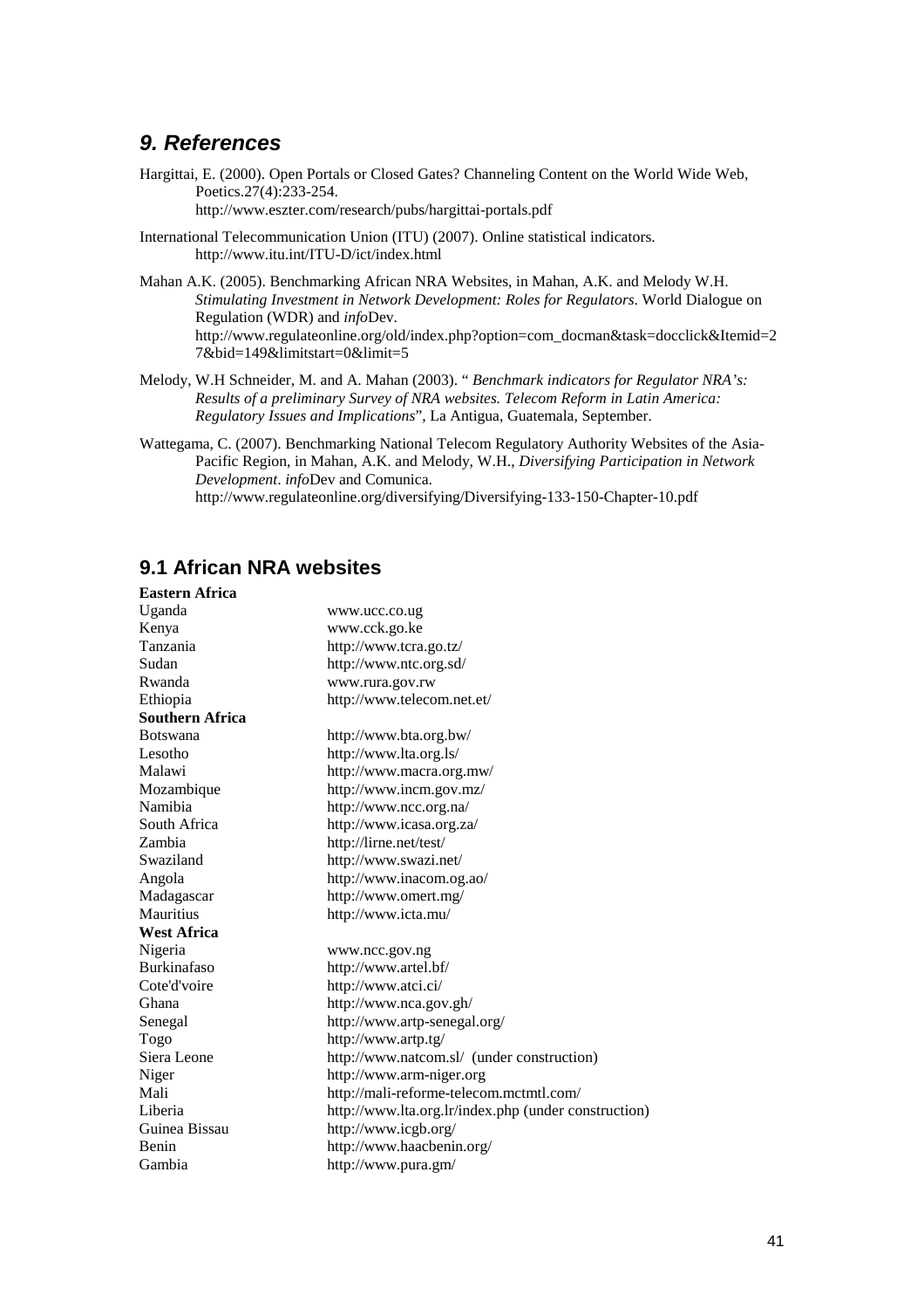## *9. References*

Hargittai, E. (2000). Open Portals or Closed Gates? Channeling Content on the World Wide Web, Poetics.27(4):233-254.
http://www.eszter.com/research/pubs/hargittai-portals.pdf

International Telecommunication Union (ITU) (2007). Online statistical indicators.
http://www.itu.int/ITU-D/ict/index.html

Mahan A.K. (2005). Benchmarking African NRA Websites, in Mahan, A.K. and Melody W.H. *Stimulating Investment in Network Development: Roles for Regulators*. World Dialogue on Regulation (WDR) and *info*Dev.
http://www.regulateonline.org/old/index.php?option=com_docman&task=docclick&Itemid=27&bid=149&limitstart=0&limit=5

Melody, W.H Schneider, M. and A. Mahan (2003). " *Benchmark indicators for Regulator NRA's: Results of a preliminary Survey of NRA websites. Telecom Reform in Latin America: Regulatory Issues and Implications*", La Antigua, Guatemala, September.

Wattegama, C. (2007). Benchmarking National Telecom Regulatory Authority Websites of the Asia-Pacific Region, in Mahan, A.K. and Melody, W.H., *Diversifying Participation in Network Development*. *info*Dev and Comunica.
http://www.regulateonline.org/diversifying/Diversifying-133-150-Chapter-10.pdf

## 9.1 African NRA websites

| | |
|---|---|
| **Eastern Africa** | |
| Uganda | www.ucc.co.ug |
| Kenya | www.cck.go.ke |
| Tanzania | http://www.tcra.go.tz/ |
| Sudan | http://www.ntc.org.sd/ |
| Rwanda | www.rura.gov.rw |
| Ethiopia | http://www.telecom.net.et/ |
| **Southern Africa** | |
| Botswana | http://www.bta.org.bw/ |
| Lesotho | http://www.lta.org.ls/ |
| Malawi | http://www.macra.org.mw/ |
| Mozambique | http://www.incm.gov.mz/ |
| Namibia | http://www.ncc.org.na/ |
| South Africa | http://www.icasa.org.za/ |
| Zambia | http://lirne.net/test/ |
| Swaziland | http://www.swazi.net/ |
| Angola | http://www.inacom.og.ao/ |
| Madagascar | http://www.omert.mg/ |
| Mauritius | http://www.icta.mu/ |
| **West Africa** | |
| Nigeria | www.ncc.gov.ng |
| Burkinafaso | http://www.artel.bf/ |
| Cote'd'voire | http://www.atci.ci/ |
| Ghana | http://www.nca.gov.gh/ |
| Senegal | http://www.artp-senegal.org/ |
| Togo | http://www.artp.tg/ |
| Siera Leone | http://www.natcom.sl/ (under construction) |
| Niger | http://www.arm-niger.org |
| Mali | http://mali-reforme-telecom.mctmtl.com/ |
| Liberia | http://www.lta.org.lr/index.php (under construction) |
| Guinea Bissau | http://www.icgb.org/ |
| Benin | http://www.haacbenin.org/ |
| Gambia | http://www.pura.gm/ |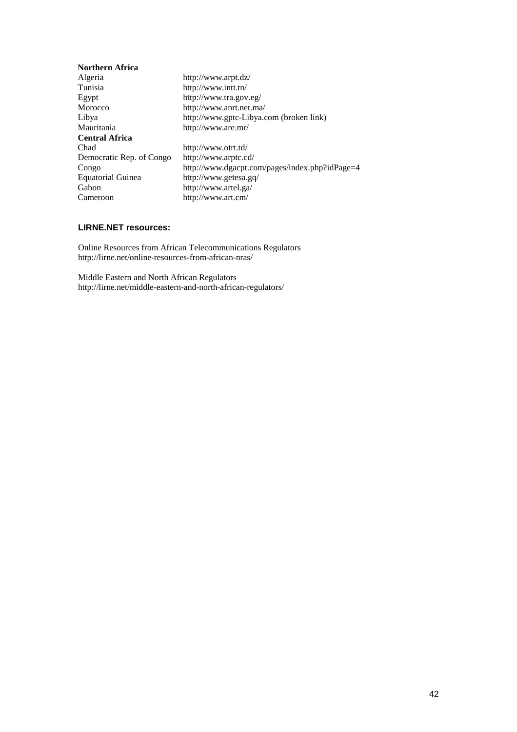**Northern Africa**

| | |
|---|---|
| Algeria | http://www.arpt.dz/ |
| Tunisia | http://www.intt.tn/ |
| Egypt | http://www.tra.gov.eg/ |
| Morocco | http://www.anrt.net.ma/ |
| Libya | http://www.gptc-Libya.com (broken link) |
| Mauritania | http://www.are.mr/ |

**Central Africa**

| | |
|---|---|
| Chad | http://www.otrt.td/ |
| Democratic Rep. of Congo | http://www.arptc.cd/ |
| Congo | http://www.dgacpt.com/pages/index.php?idPage=4 |
| Equatorial Guinea | http://www.getesa.gq/ |
| Gabon | http://www.artel.ga/ |
| Cameroon | http://www.art.cm/ |

### LIRNE.NET resources:

Online Resources from African Telecommunications Regulators
http://lirne.net/online-resources-from-african-nras/

Middle Eastern and North African Regulators
http://lirne.net/middle-eastern-and-north-african-regulators/